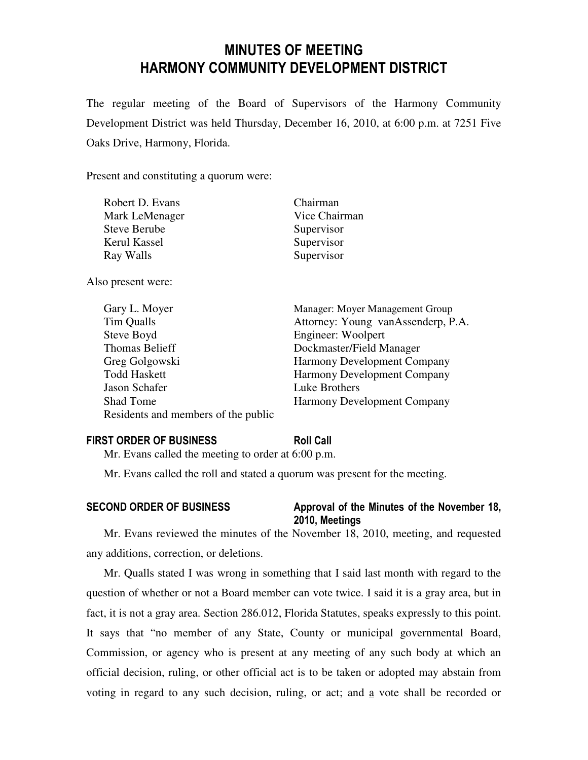# MINUTES OF MEETING
# HARMONY COMMUNITY DEVELOPMENT DISTRICT

The regular meeting of the Board of Supervisors of the Harmony Community Development District was held Thursday, December 16, 2010, at 6:00 p.m. at 7251 Five Oaks Drive, Harmony, Florida.

Present and constituting a quorum were:

| | |
|---|---|
| Robert D. Evans | Chairman |
| Mark LeMenager | Vice Chairman |
| Steve Berube | Supervisor |
| Kerul Kassel | Supervisor |
| Ray Walls | Supervisor |

Also present were:

| | |
|---|---|
| Gary L. Moyer | Manager: Moyer Management Group |
| Tim Qualls | Attorney: Young vanAssenderp, P.A. |
| Steve Boyd | Engineer: Woolpert |
| Thomas Belieff | Dockmaster/Field Manager |
| Greg Golgowski | Harmony Development Company |
| Todd Haskett | Harmony Development Company |
| Jason Schafer | Luke Brothers |
| Shad Tome | Harmony Development Company |
| Residents and members of the public | |

**FIRST ORDER OF BUSINESS** **Roll Call**

Mr. Evans called the meeting to order at 6:00 p.m.

Mr. Evans called the roll and stated a quorum was present for the meeting.

**SECOND ORDER OF BUSINESS** **Approval of the Minutes of the November 18, 2010, Meetings**

Mr. Evans reviewed the minutes of the November 18, 2010, meeting, and requested any additions, correction, or deletions.

Mr. Qualls stated I was wrong in something that I said last month with regard to the question of whether or not a Board member can vote twice. I said it is a gray area, but in fact, it is not a gray area. Section 286.012, Florida Statutes, speaks expressly to this point. It says that "no member of any State, County or municipal governmental Board, Commission, or agency who is present at any meeting of any such body at which an official decision, ruling, or other official act is to be taken or adopted may abstain from voting in regard to any such decision, ruling, or act; and a vote shall be recorded or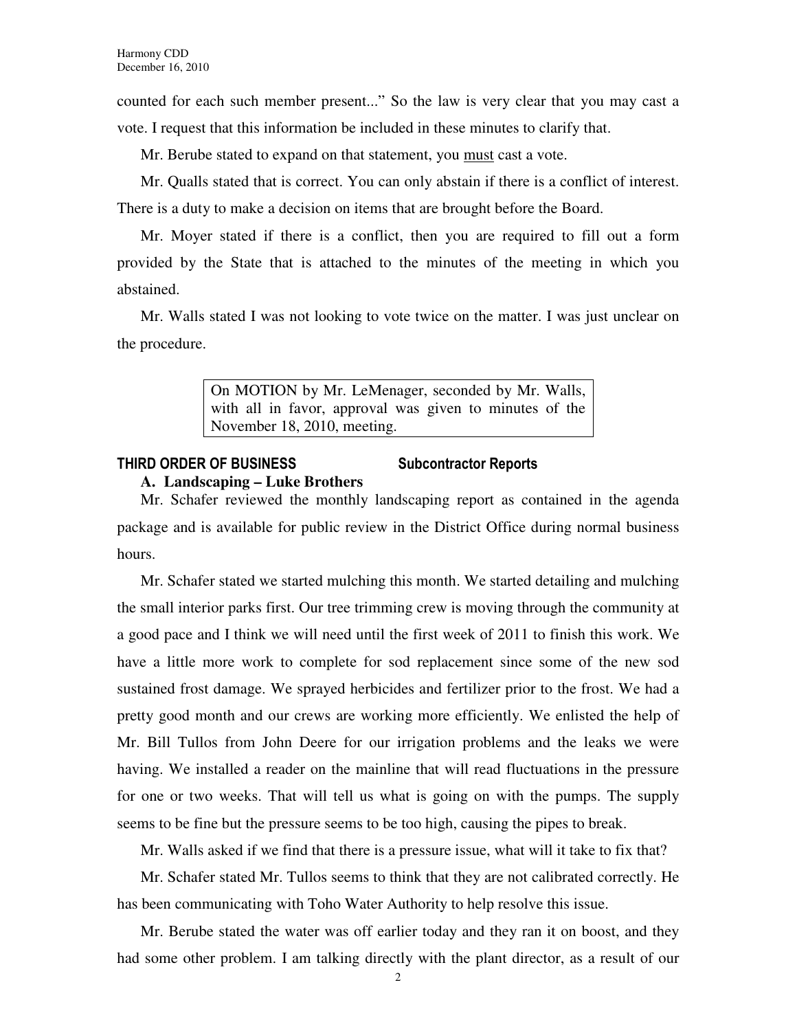counted for each such member present..." So the law is very clear that you may cast a vote. I request that this information be included in these minutes to clarify that.

Mr. Berube stated to expand on that statement, you <u>must</u> cast a vote.

Mr. Qualls stated that is correct. You can only abstain if there is a conflict of interest. There is a duty to make a decision on items that are brought before the Board.

Mr. Moyer stated if there is a conflict, then you are required to fill out a form provided by the State that is attached to the minutes of the meeting in which you abstained.

Mr. Walls stated I was not looking to vote twice on the matter. I was just unclear on the procedure.

> On MOTION by Mr. LeMenager, seconded by Mr. Walls, with all in favor, approval was given to minutes of the November 18, 2010, meeting.

**THIRD ORDER OF BUSINESS Subcontractor Reports**

**A. Landscaping – Luke Brothers**

Mr. Schafer reviewed the monthly landscaping report as contained in the agenda package and is available for public review in the District Office during normal business hours.

Mr. Schafer stated we started mulching this month. We started detailing and mulching the small interior parks first. Our tree trimming crew is moving through the community at a good pace and I think we will need until the first week of 2011 to finish this work. We have a little more work to complete for sod replacement since some of the new sod sustained frost damage. We sprayed herbicides and fertilizer prior to the frost. We had a pretty good month and our crews are working more efficiently. We enlisted the help of Mr. Bill Tullos from John Deere for our irrigation problems and the leaks we were having. We installed a reader on the mainline that will read fluctuations in the pressure for one or two weeks. That will tell us what is going on with the pumps. The supply seems to be fine but the pressure seems to be too high, causing the pipes to break.

Mr. Walls asked if we find that there is a pressure issue, what will it take to fix that?

Mr. Schafer stated Mr. Tullos seems to think that they are not calibrated correctly. He has been communicating with Toho Water Authority to help resolve this issue.

Mr. Berube stated the water was off earlier today and they ran it on boost, and they had some other problem. I am talking directly with the plant director, as a result of our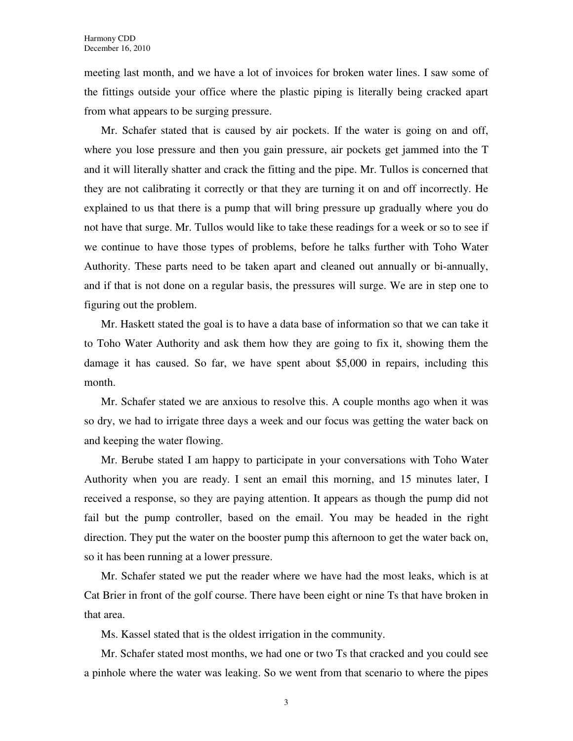meeting last month, and we have a lot of invoices for broken water lines. I saw some of the fittings outside your office where the plastic piping is literally being cracked apart from what appears to be surging pressure.

Mr. Schafer stated that is caused by air pockets. If the water is going on and off, where you lose pressure and then you gain pressure, air pockets get jammed into the T and it will literally shatter and crack the fitting and the pipe. Mr. Tullos is concerned that they are not calibrating it correctly or that they are turning it on and off incorrectly. He explained to us that there is a pump that will bring pressure up gradually where you do not have that surge. Mr. Tullos would like to take these readings for a week or so to see if we continue to have those types of problems, before he talks further with Toho Water Authority. These parts need to be taken apart and cleaned out annually or bi-annually, and if that is not done on a regular basis, the pressures will surge. We are in step one to figuring out the problem.

Mr. Haskett stated the goal is to have a data base of information so that we can take it to Toho Water Authority and ask them how they are going to fix it, showing them the damage it has caused. So far, we have spent about $5,000 in repairs, including this month.

Mr. Schafer stated we are anxious to resolve this. A couple months ago when it was so dry, we had to irrigate three days a week and our focus was getting the water back on and keeping the water flowing.

Mr. Berube stated I am happy to participate in your conversations with Toho Water Authority when you are ready. I sent an email this morning, and 15 minutes later, I received a response, so they are paying attention. It appears as though the pump did not fail but the pump controller, based on the email. You may be headed in the right direction. They put the water on the booster pump this afternoon to get the water back on, so it has been running at a lower pressure.

Mr. Schafer stated we put the reader where we have had the most leaks, which is at Cat Brier in front of the golf course. There have been eight or nine Ts that have broken in that area.

Ms. Kassel stated that is the oldest irrigation in the community.

Mr. Schafer stated most months, we had one or two Ts that cracked and you could see a pinhole where the water was leaking. So we went from that scenario to where the pipes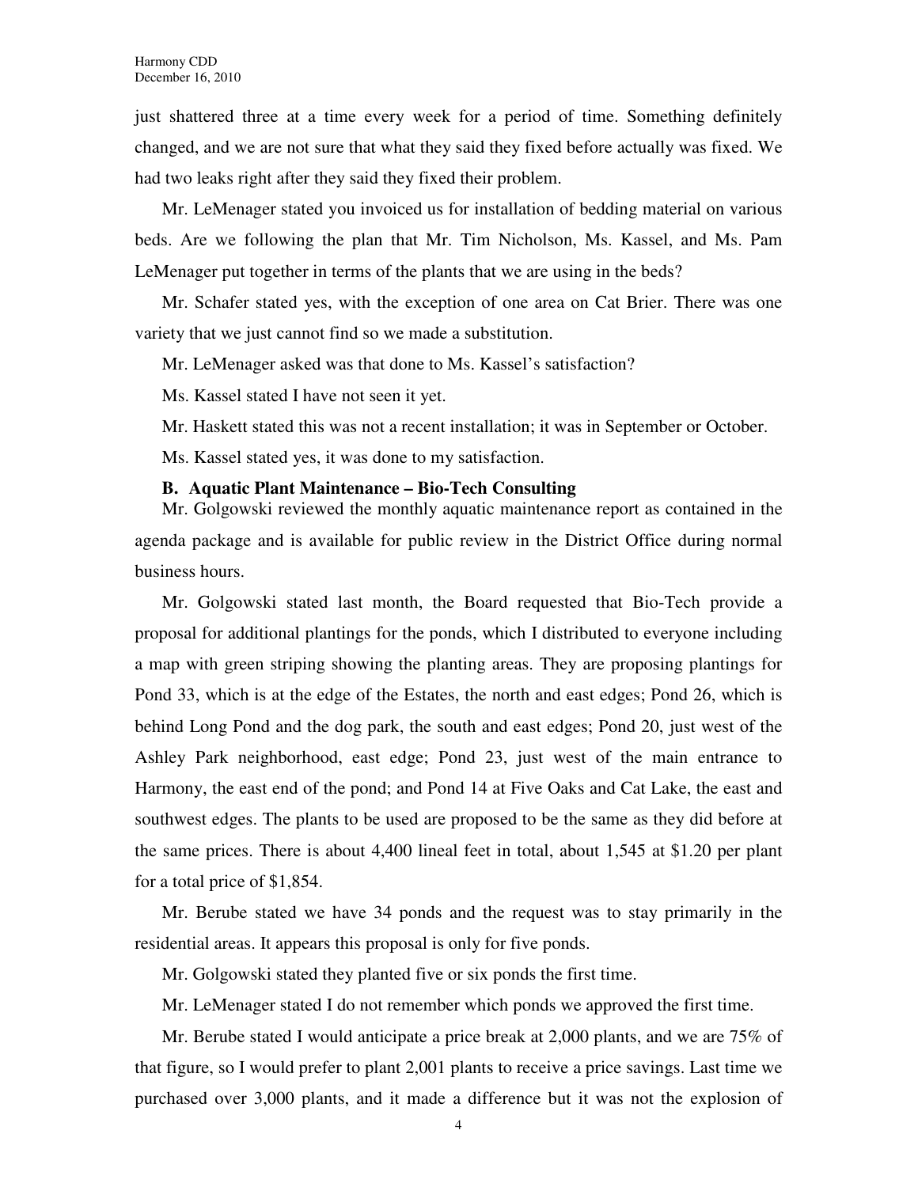just shattered three at a time every week for a period of time. Something definitely changed, and we are not sure that what they said they fixed before actually was fixed. We had two leaks right after they said they fixed their problem.

Mr. LeMenager stated you invoiced us for installation of bedding material on various beds. Are we following the plan that Mr. Tim Nicholson, Ms. Kassel, and Ms. Pam LeMenager put together in terms of the plants that we are using in the beds?

Mr. Schafer stated yes, with the exception of one area on Cat Brier. There was one variety that we just cannot find so we made a substitution.

Mr. LeMenager asked was that done to Ms. Kassel's satisfaction?

Ms. Kassel stated I have not seen it yet.

Mr. Haskett stated this was not a recent installation; it was in September or October.

Ms. Kassel stated yes, it was done to my satisfaction.

**B. Aquatic Plant Maintenance – Bio-Tech Consulting**

Mr. Golgowski reviewed the monthly aquatic maintenance report as contained in the agenda package and is available for public review in the District Office during normal business hours.

Mr. Golgowski stated last month, the Board requested that Bio-Tech provide a proposal for additional plantings for the ponds, which I distributed to everyone including a map with green striping showing the planting areas. They are proposing plantings for Pond 33, which is at the edge of the Estates, the north and east edges; Pond 26, which is behind Long Pond and the dog park, the south and east edges; Pond 20, just west of the Ashley Park neighborhood, east edge; Pond 23, just west of the main entrance to Harmony, the east end of the pond; and Pond 14 at Five Oaks and Cat Lake, the east and southwest edges. The plants to be used are proposed to be the same as they did before at the same prices. There is about 4,400 lineal feet in total, about 1,545 at $1.20 per plant for a total price of $1,854.

Mr. Berube stated we have 34 ponds and the request was to stay primarily in the residential areas. It appears this proposal is only for five ponds.

Mr. Golgowski stated they planted five or six ponds the first time.

Mr. LeMenager stated I do not remember which ponds we approved the first time.

Mr. Berube stated I would anticipate a price break at 2,000 plants, and we are 75% of that figure, so I would prefer to plant 2,001 plants to receive a price savings. Last time we purchased over 3,000 plants, and it made a difference but it was not the explosion of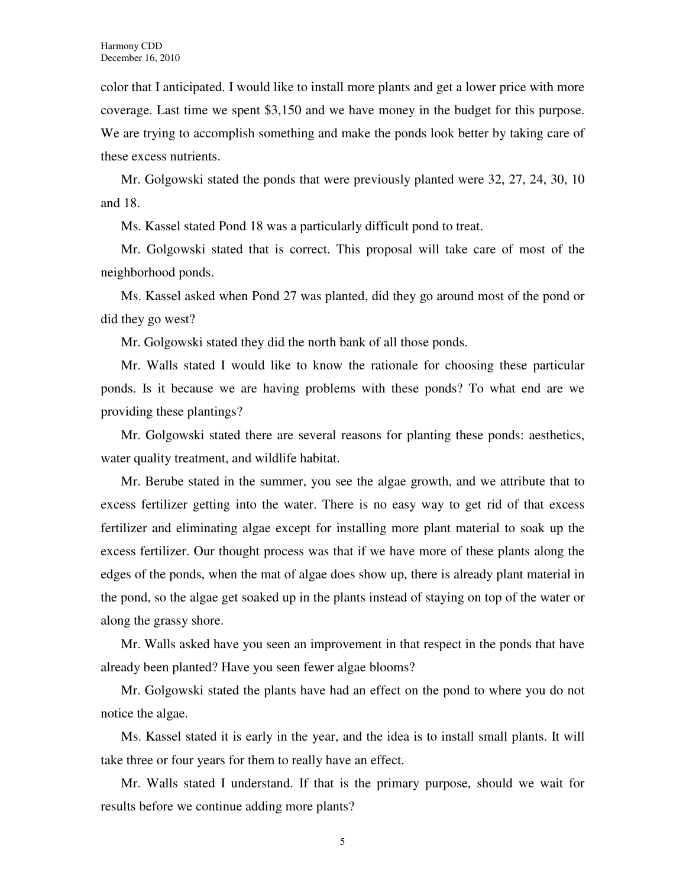color that I anticipated. I would like to install more plants and get a lower price with more coverage. Last time we spent $3,150 and we have money in the budget for this purpose. We are trying to accomplish something and make the ponds look better by taking care of these excess nutrients.

Mr. Golgowski stated the ponds that were previously planted were 32, 27, 24, 30, 10 and 18.

Ms. Kassel stated Pond 18 was a particularly difficult pond to treat.

Mr. Golgowski stated that is correct. This proposal will take care of most of the neighborhood ponds.

Ms. Kassel asked when Pond 27 was planted, did they go around most of the pond or did they go west?

Mr. Golgowski stated they did the north bank of all those ponds.

Mr. Walls stated I would like to know the rationale for choosing these particular ponds. Is it because we are having problems with these ponds? To what end are we providing these plantings?

Mr. Golgowski stated there are several reasons for planting these ponds: aesthetics, water quality treatment, and wildlife habitat.

Mr. Berube stated in the summer, you see the algae growth, and we attribute that to excess fertilizer getting into the water. There is no easy way to get rid of that excess fertilizer and eliminating algae except for installing more plant material to soak up the excess fertilizer. Our thought process was that if we have more of these plants along the edges of the ponds, when the mat of algae does show up, there is already plant material in the pond, so the algae get soaked up in the plants instead of staying on top of the water or along the grassy shore.

Mr. Walls asked have you seen an improvement in that respect in the ponds that have already been planted? Have you seen fewer algae blooms?

Mr. Golgowski stated the plants have had an effect on the pond to where you do not notice the algae.

Ms. Kassel stated it is early in the year, and the idea is to install small plants. It will take three or four years for them to really have an effect.

Mr. Walls stated I understand. If that is the primary purpose, should we wait for results before we continue adding more plants?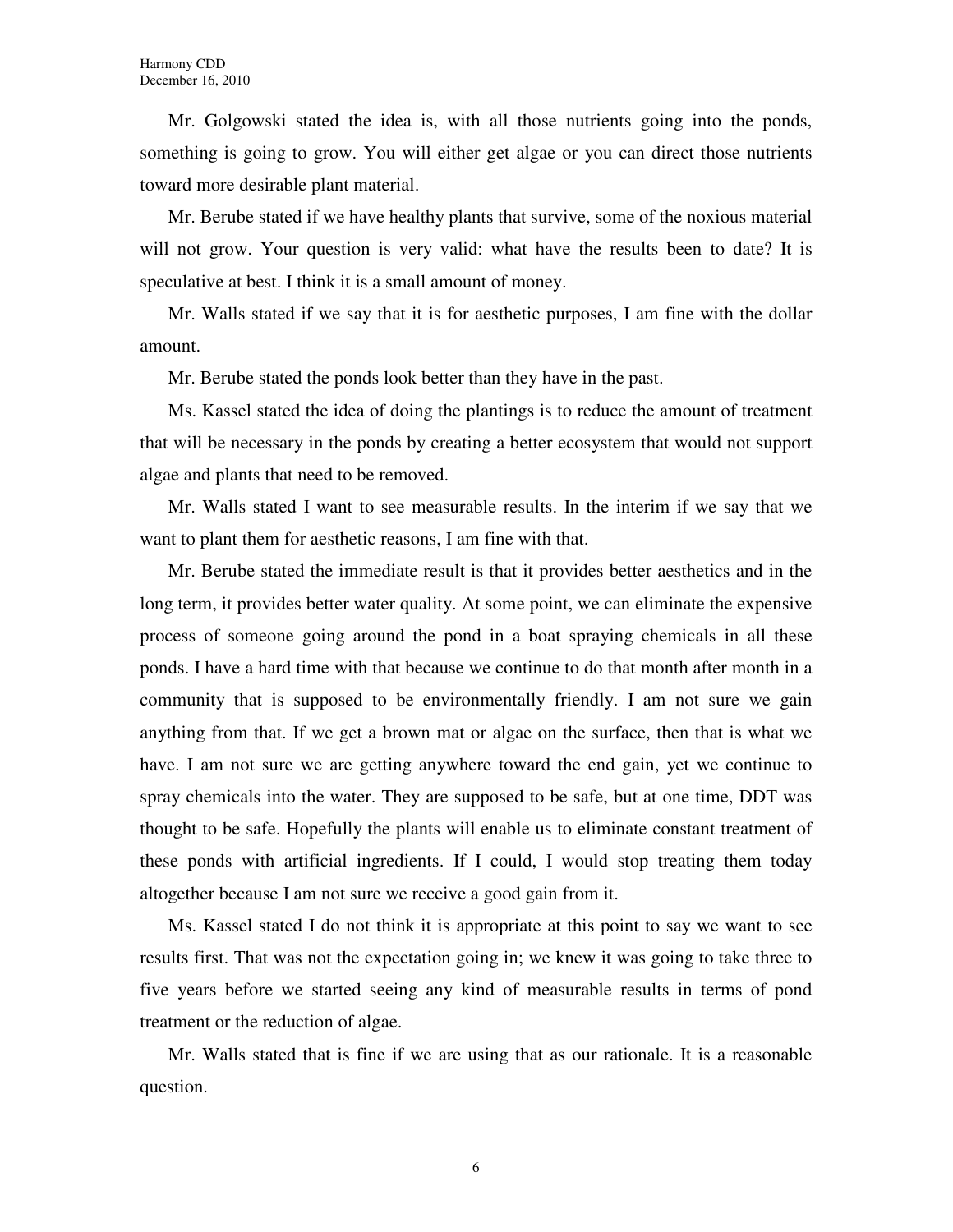Mr. Golgowski stated the idea is, with all those nutrients going into the ponds, something is going to grow. You will either get algae or you can direct those nutrients toward more desirable plant material.

Mr. Berube stated if we have healthy plants that survive, some of the noxious material will not grow. Your question is very valid: what have the results been to date? It is speculative at best. I think it is a small amount of money.

Mr. Walls stated if we say that it is for aesthetic purposes, I am fine with the dollar amount.

Mr. Berube stated the ponds look better than they have in the past.

Ms. Kassel stated the idea of doing the plantings is to reduce the amount of treatment that will be necessary in the ponds by creating a better ecosystem that would not support algae and plants that need to be removed.

Mr. Walls stated I want to see measurable results. In the interim if we say that we want to plant them for aesthetic reasons, I am fine with that.

Mr. Berube stated the immediate result is that it provides better aesthetics and in the long term, it provides better water quality. At some point, we can eliminate the expensive process of someone going around the pond in a boat spraying chemicals in all these ponds. I have a hard time with that because we continue to do that month after month in a community that is supposed to be environmentally friendly. I am not sure we gain anything from that. If we get a brown mat or algae on the surface, then that is what we have. I am not sure we are getting anywhere toward the end gain, yet we continue to spray chemicals into the water. They are supposed to be safe, but at one time, DDT was thought to be safe. Hopefully the plants will enable us to eliminate constant treatment of these ponds with artificial ingredients. If I could, I would stop treating them today altogether because I am not sure we receive a good gain from it.

Ms. Kassel stated I do not think it is appropriate at this point to say we want to see results first. That was not the expectation going in; we knew it was going to take three to five years before we started seeing any kind of measurable results in terms of pond treatment or the reduction of algae.

Mr. Walls stated that is fine if we are using that as our rationale. It is a reasonable question.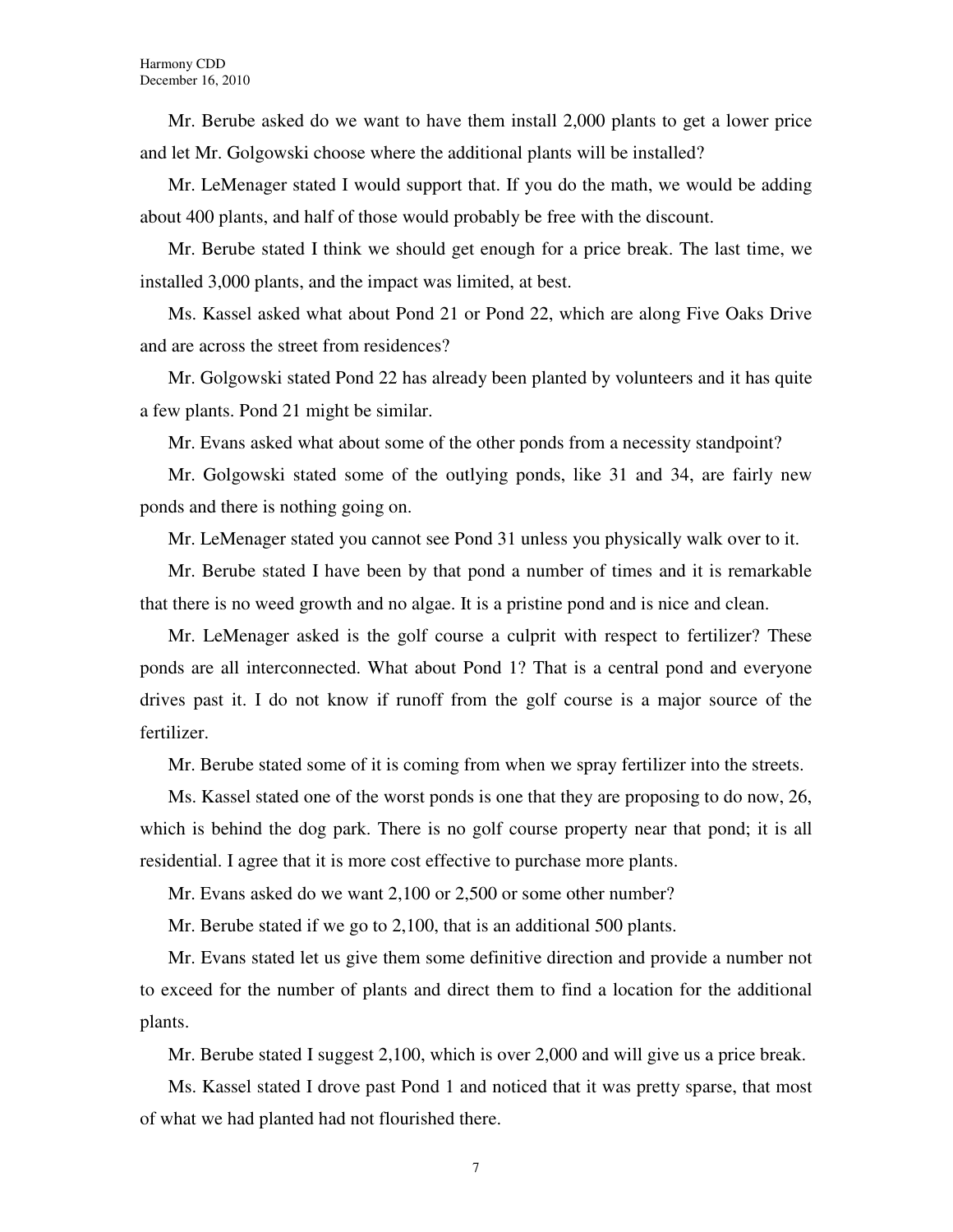Mr. Berube asked do we want to have them install 2,000 plants to get a lower price and let Mr. Golgowski choose where the additional plants will be installed?

Mr. LeMenager stated I would support that. If you do the math, we would be adding about 400 plants, and half of those would probably be free with the discount.

Mr. Berube stated I think we should get enough for a price break. The last time, we installed 3,000 plants, and the impact was limited, at best.

Ms. Kassel asked what about Pond 21 or Pond 22, which are along Five Oaks Drive and are across the street from residences?

Mr. Golgowski stated Pond 22 has already been planted by volunteers and it has quite a few plants. Pond 21 might be similar.

Mr. Evans asked what about some of the other ponds from a necessity standpoint?

Mr. Golgowski stated some of the outlying ponds, like 31 and 34, are fairly new ponds and there is nothing going on.

Mr. LeMenager stated you cannot see Pond 31 unless you physically walk over to it.

Mr. Berube stated I have been by that pond a number of times and it is remarkable that there is no weed growth and no algae. It is a pristine pond and is nice and clean.

Mr. LeMenager asked is the golf course a culprit with respect to fertilizer? These ponds are all interconnected. What about Pond 1? That is a central pond and everyone drives past it. I do not know if runoff from the golf course is a major source of the fertilizer.

Mr. Berube stated some of it is coming from when we spray fertilizer into the streets.

Ms. Kassel stated one of the worst ponds is one that they are proposing to do now, 26, which is behind the dog park. There is no golf course property near that pond; it is all residential. I agree that it is more cost effective to purchase more plants.

Mr. Evans asked do we want 2,100 or 2,500 or some other number?

Mr. Berube stated if we go to 2,100, that is an additional 500 plants.

Mr. Evans stated let us give them some definitive direction and provide a number not to exceed for the number of plants and direct them to find a location for the additional plants.

Mr. Berube stated I suggest 2,100, which is over 2,000 and will give us a price break.

Ms. Kassel stated I drove past Pond 1 and noticed that it was pretty sparse, that most of what we had planted had not flourished there.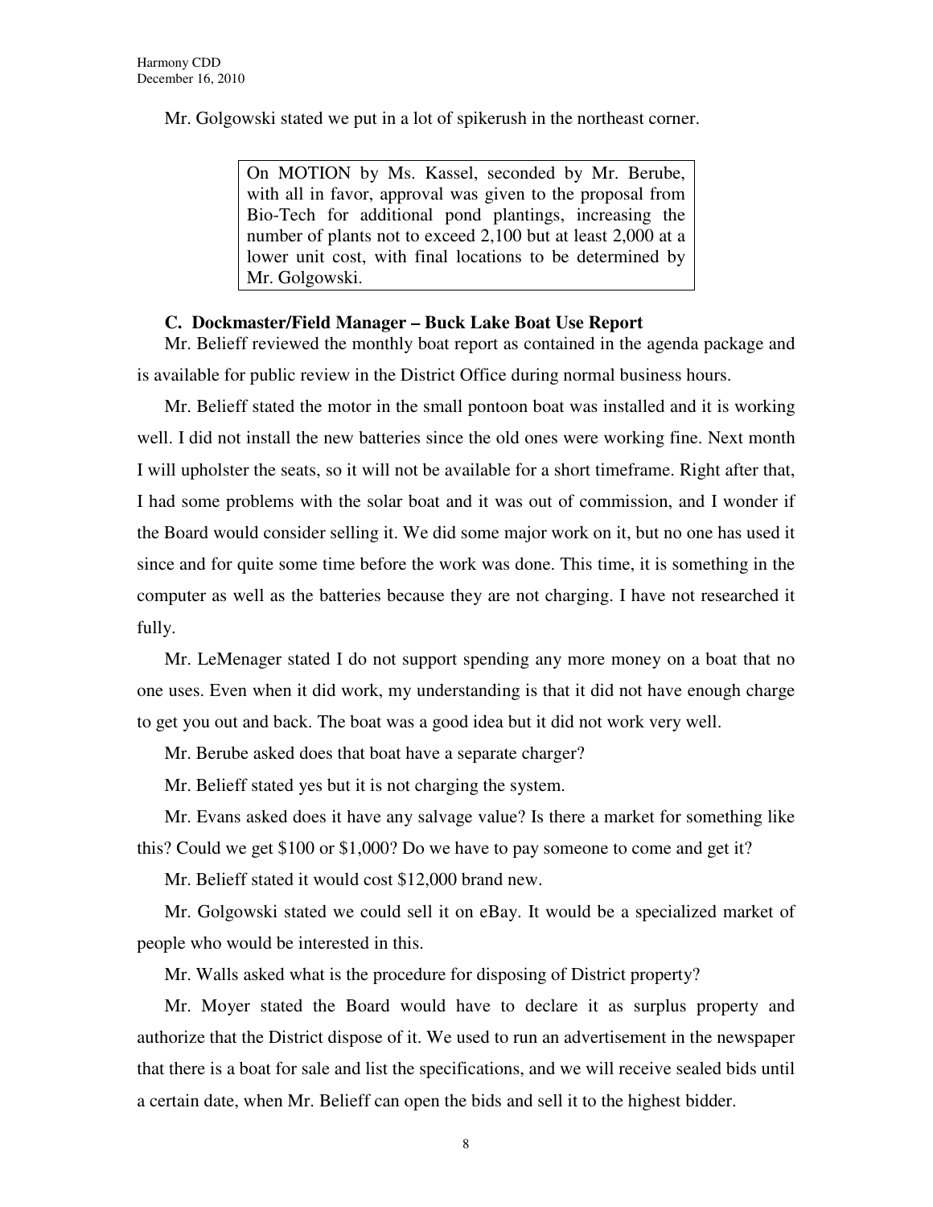Mr. Golgowski stated we put in a lot of spikerush in the northeast corner.

> On MOTION by Ms. Kassel, seconded by Mr. Berube, with all in favor, approval was given to the proposal from Bio-Tech for additional pond plantings, increasing the number of plants not to exceed 2,100 but at least 2,000 at a lower unit cost, with final locations to be determined by Mr. Golgowski.

**C. Dockmaster/Field Manager – Buck Lake Boat Use Report**

Mr. Belieff reviewed the monthly boat report as contained in the agenda package and is available for public review in the District Office during normal business hours.

Mr. Belieff stated the motor in the small pontoon boat was installed and it is working well. I did not install the new batteries since the old ones were working fine. Next month I will upholster the seats, so it will not be available for a short timeframe. Right after that, I had some problems with the solar boat and it was out of commission, and I wonder if the Board would consider selling it. We did some major work on it, but no one has used it since and for quite some time before the work was done. This time, it is something in the computer as well as the batteries because they are not charging. I have not researched it fully.

Mr. LeMenager stated I do not support spending any more money on a boat that no one uses. Even when it did work, my understanding is that it did not have enough charge to get you out and back. The boat was a good idea but it did not work very well.

Mr. Berube asked does that boat have a separate charger?

Mr. Belieff stated yes but it is not charging the system.

Mr. Evans asked does it have any salvage value? Is there a market for something like this? Could we get $100 or $1,000? Do we have to pay someone to come and get it?

Mr. Belieff stated it would cost $12,000 brand new.

Mr. Golgowski stated we could sell it on eBay. It would be a specialized market of people who would be interested in this.

Mr. Walls asked what is the procedure for disposing of District property?

Mr. Moyer stated the Board would have to declare it as surplus property and authorize that the District dispose of it. We used to run an advertisement in the newspaper that there is a boat for sale and list the specifications, and we will receive sealed bids until a certain date, when Mr. Belieff can open the bids and sell it to the highest bidder.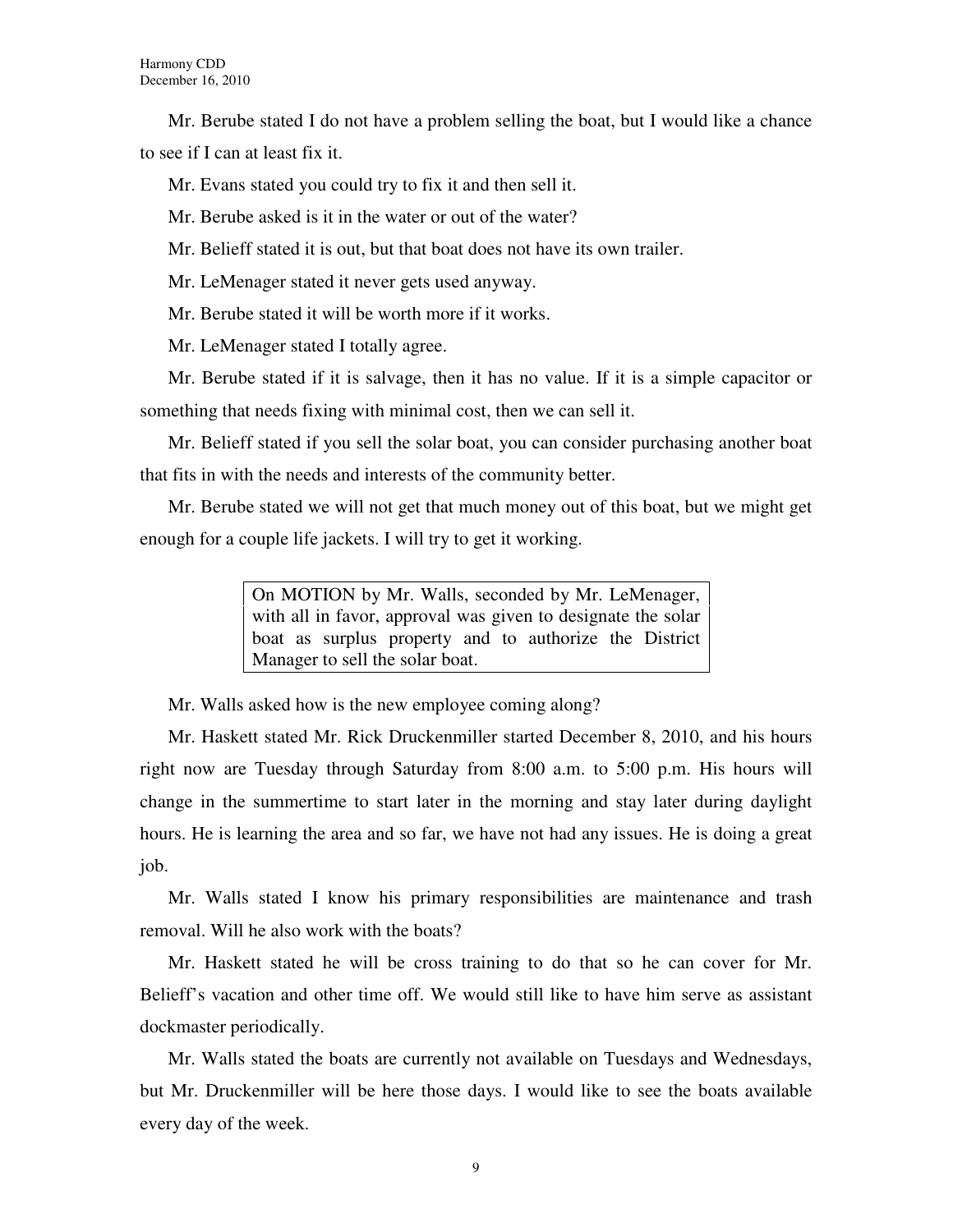Mr. Berube stated I do not have a problem selling the boat, but I would like a chance to see if I can at least fix it.

Mr. Evans stated you could try to fix it and then sell it.

Mr. Berube asked is it in the water or out of the water?

Mr. Belieff stated it is out, but that boat does not have its own trailer.

Mr. LeMenager stated it never gets used anyway.

Mr. Berube stated it will be worth more if it works.

Mr. LeMenager stated I totally agree.

Mr. Berube stated if it is salvage, then it has no value. If it is a simple capacitor or something that needs fixing with minimal cost, then we can sell it.

Mr. Belieff stated if you sell the solar boat, you can consider purchasing another boat that fits in with the needs and interests of the community better.

Mr. Berube stated we will not get that much money out of this boat, but we might get enough for a couple life jackets. I will try to get it working.

> On MOTION by Mr. Walls, seconded by Mr. LeMenager, with all in favor, approval was given to designate the solar boat as surplus property and to authorize the District Manager to sell the solar boat.

Mr. Walls asked how is the new employee coming along?

Mr. Haskett stated Mr. Rick Druckenmiller started December 8, 2010, and his hours right now are Tuesday through Saturday from 8:00 a.m. to 5:00 p.m. His hours will change in the summertime to start later in the morning and stay later during daylight hours. He is learning the area and so far, we have not had any issues. He is doing a great job.

Mr. Walls stated I know his primary responsibilities are maintenance and trash removal. Will he also work with the boats?

Mr. Haskett stated he will be cross training to do that so he can cover for Mr. Belieff's vacation and other time off. We would still like to have him serve as assistant dockmaster periodically.

Mr. Walls stated the boats are currently not available on Tuesdays and Wednesdays, but Mr. Druckenmiller will be here those days. I would like to see the boats available every day of the week.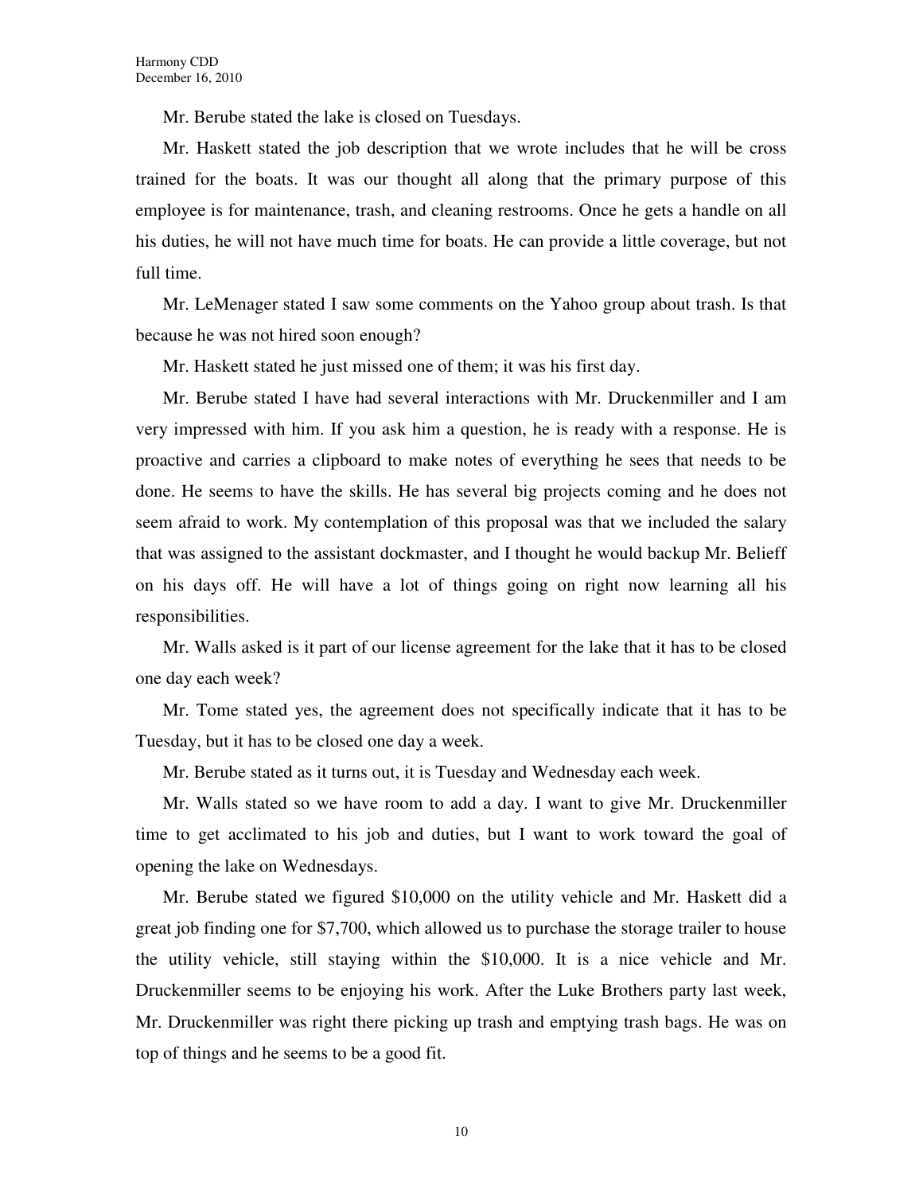Mr. Berube stated the lake is closed on Tuesdays.

Mr. Haskett stated the job description that we wrote includes that he will be cross trained for the boats. It was our thought all along that the primary purpose of this employee is for maintenance, trash, and cleaning restrooms. Once he gets a handle on all his duties, he will not have much time for boats. He can provide a little coverage, but not full time.

Mr. LeMenager stated I saw some comments on the Yahoo group about trash. Is that because he was not hired soon enough?

Mr. Haskett stated he just missed one of them; it was his first day.

Mr. Berube stated I have had several interactions with Mr. Druckenmiller and I am very impressed with him. If you ask him a question, he is ready with a response. He is proactive and carries a clipboard to make notes of everything he sees that needs to be done. He seems to have the skills. He has several big projects coming and he does not seem afraid to work. My contemplation of this proposal was that we included the salary that was assigned to the assistant dockmaster, and I thought he would backup Mr. Belieff on his days off. He will have a lot of things going on right now learning all his responsibilities.

Mr. Walls asked is it part of our license agreement for the lake that it has to be closed one day each week?

Mr. Tome stated yes, the agreement does not specifically indicate that it has to be Tuesday, but it has to be closed one day a week.

Mr. Berube stated as it turns out, it is Tuesday and Wednesday each week.

Mr. Walls stated so we have room to add a day. I want to give Mr. Druckenmiller time to get acclimated to his job and duties, but I want to work toward the goal of opening the lake on Wednesdays.

Mr. Berube stated we figured $10,000 on the utility vehicle and Mr. Haskett did a great job finding one for $7,700, which allowed us to purchase the storage trailer to house the utility vehicle, still staying within the $10,000. It is a nice vehicle and Mr. Druckenmiller seems to be enjoying his work. After the Luke Brothers party last week, Mr. Druckenmiller was right there picking up trash and emptying trash bags. He was on top of things and he seems to be a good fit.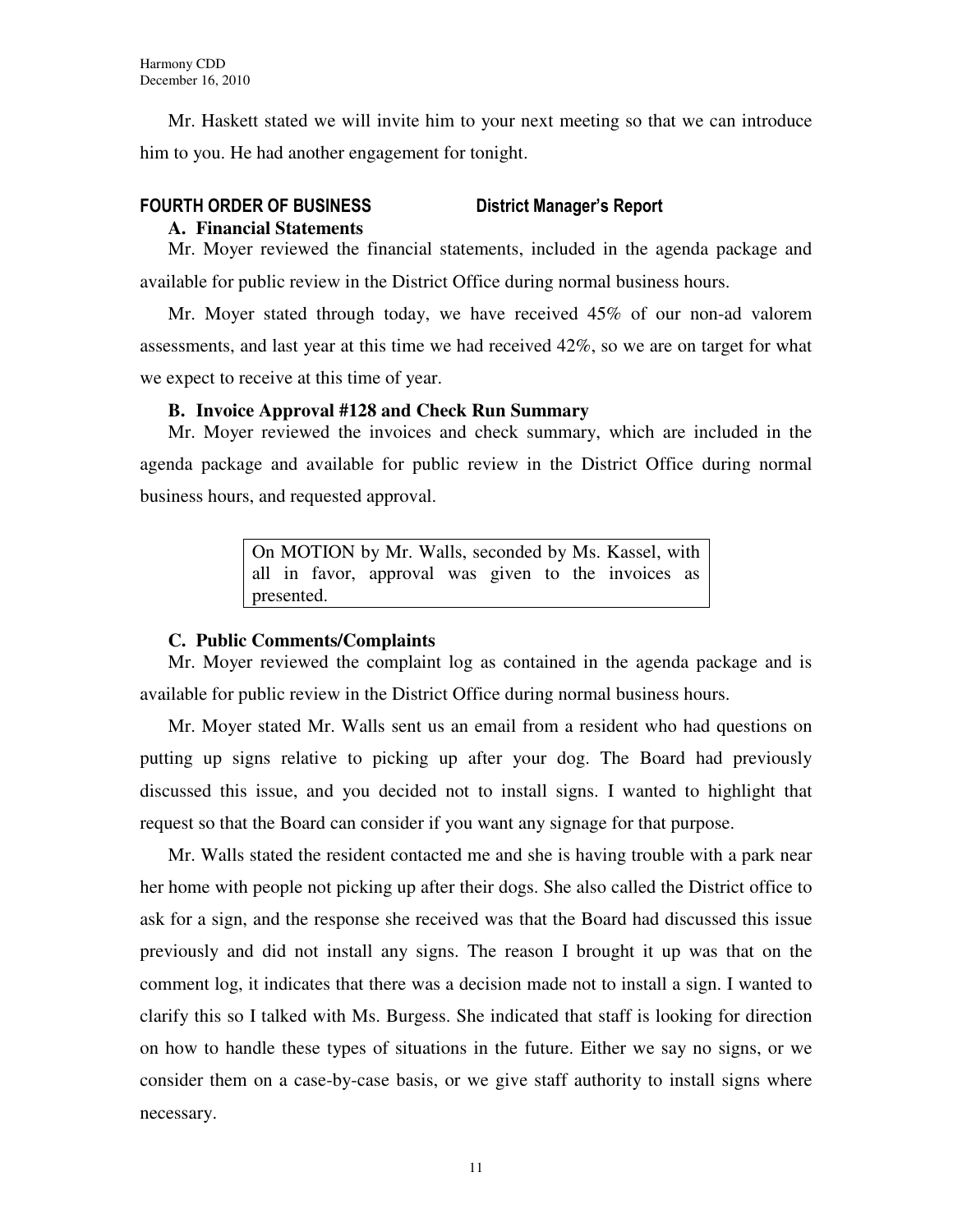Mr. Haskett stated we will invite him to your next meeting so that we can introduce him to you. He had another engagement for tonight.

## FOURTH ORDER OF BUSINESS District Manager's Report

### A. Financial Statements

Mr. Moyer reviewed the financial statements, included in the agenda package and available for public review in the District Office during normal business hours.

Mr. Moyer stated through today, we have received 45% of our non-ad valorem assessments, and last year at this time we had received 42%, so we are on target for what we expect to receive at this time of year.

### B. Invoice Approval #128 and Check Run Summary

Mr. Moyer reviewed the invoices and check summary, which are included in the agenda package and available for public review in the District Office during normal business hours, and requested approval.

> On MOTION by Mr. Walls, seconded by Ms. Kassel, with all in favor, approval was given to the invoices as presented.

### C. Public Comments/Complaints

Mr. Moyer reviewed the complaint log as contained in the agenda package and is available for public review in the District Office during normal business hours.

Mr. Moyer stated Mr. Walls sent us an email from a resident who had questions on putting up signs relative to picking up after your dog. The Board had previously discussed this issue, and you decided not to install signs. I wanted to highlight that request so that the Board can consider if you want any signage for that purpose.

Mr. Walls stated the resident contacted me and she is having trouble with a park near her home with people not picking up after their dogs. She also called the District office to ask for a sign, and the response she received was that the Board had discussed this issue previously and did not install any signs. The reason I brought it up was that on the comment log, it indicates that there was a decision made not to install a sign. I wanted to clarify this so I talked with Ms. Burgess. She indicated that staff is looking for direction on how to handle these types of situations in the future. Either we say no signs, or we consider them on a case-by-case basis, or we give staff authority to install signs where necessary.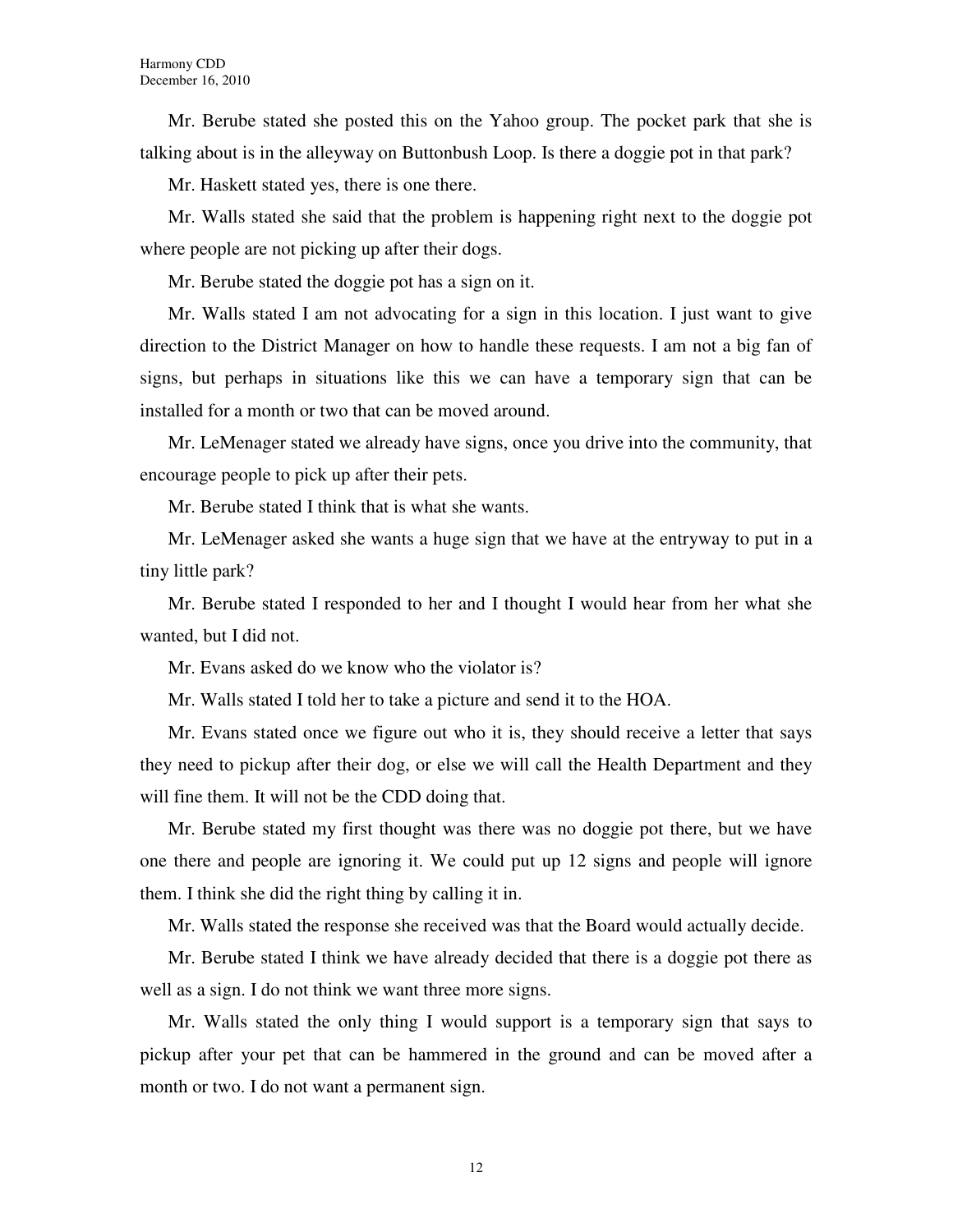Mr. Berube stated she posted this on the Yahoo group. The pocket park that she is talking about is in the alleyway on Buttonbush Loop. Is there a doggie pot in that park?

Mr. Haskett stated yes, there is one there.

Mr. Walls stated she said that the problem is happening right next to the doggie pot where people are not picking up after their dogs.

Mr. Berube stated the doggie pot has a sign on it.

Mr. Walls stated I am not advocating for a sign in this location. I just want to give direction to the District Manager on how to handle these requests. I am not a big fan of signs, but perhaps in situations like this we can have a temporary sign that can be installed for a month or two that can be moved around.

Mr. LeMenager stated we already have signs, once you drive into the community, that encourage people to pick up after their pets.

Mr. Berube stated I think that is what she wants.

Mr. LeMenager asked she wants a huge sign that we have at the entryway to put in a tiny little park?

Mr. Berube stated I responded to her and I thought I would hear from her what she wanted, but I did not.

Mr. Evans asked do we know who the violator is?

Mr. Walls stated I told her to take a picture and send it to the HOA.

Mr. Evans stated once we figure out who it is, they should receive a letter that says they need to pickup after their dog, or else we will call the Health Department and they will fine them. It will not be the CDD doing that.

Mr. Berube stated my first thought was there was no doggie pot there, but we have one there and people are ignoring it. We could put up 12 signs and people will ignore them. I think she did the right thing by calling it in.

Mr. Walls stated the response she received was that the Board would actually decide.

Mr. Berube stated I think we have already decided that there is a doggie pot there as well as a sign. I do not think we want three more signs.

Mr. Walls stated the only thing I would support is a temporary sign that says to pickup after your pet that can be hammered in the ground and can be moved after a month or two. I do not want a permanent sign.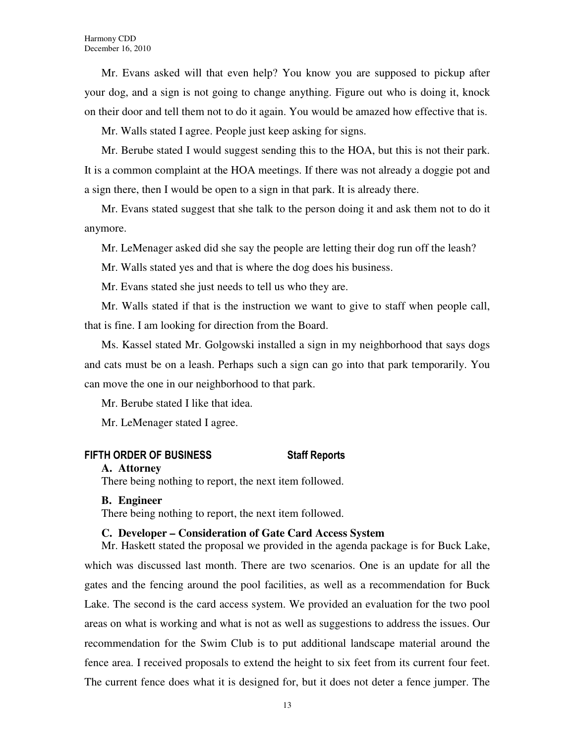Mr. Evans asked will that even help? You know you are supposed to pickup after your dog, and a sign is not going to change anything. Figure out who is doing it, knock on their door and tell them not to do it again. You would be amazed how effective that is.

Mr. Walls stated I agree. People just keep asking for signs.

Mr. Berube stated I would suggest sending this to the HOA, but this is not their park. It is a common complaint at the HOA meetings. If there was not already a doggie pot and a sign there, then I would be open to a sign in that park. It is already there.

Mr. Evans stated suggest that she talk to the person doing it and ask them not to do it anymore.

Mr. LeMenager asked did she say the people are letting their dog run off the leash?

Mr. Walls stated yes and that is where the dog does his business.

Mr. Evans stated she just needs to tell us who they are.

Mr. Walls stated if that is the instruction we want to give to staff when people call, that is fine. I am looking for direction from the Board.

Ms. Kassel stated Mr. Golgowski installed a sign in my neighborhood that says dogs and cats must be on a leash. Perhaps such a sign can go into that park temporarily. You can move the one in our neighborhood to that park.

Mr. Berube stated I like that idea.

Mr. LeMenager stated I agree.

## FIFTH ORDER OF BUSINESS Staff Reports

**A. Attorney**

There being nothing to report, the next item followed.

**B. Engineer**

There being nothing to report, the next item followed.

**C. Developer – Consideration of Gate Card Access System**

Mr. Haskett stated the proposal we provided in the agenda package is for Buck Lake, which was discussed last month. There are two scenarios. One is an update for all the gates and the fencing around the pool facilities, as well as a recommendation for Buck Lake. The second is the card access system. We provided an evaluation for the two pool areas on what is working and what is not as well as suggestions to address the issues. Our recommendation for the Swim Club is to put additional landscape material around the fence area. I received proposals to extend the height to six feet from its current four feet. The current fence does what it is designed for, but it does not deter a fence jumper. The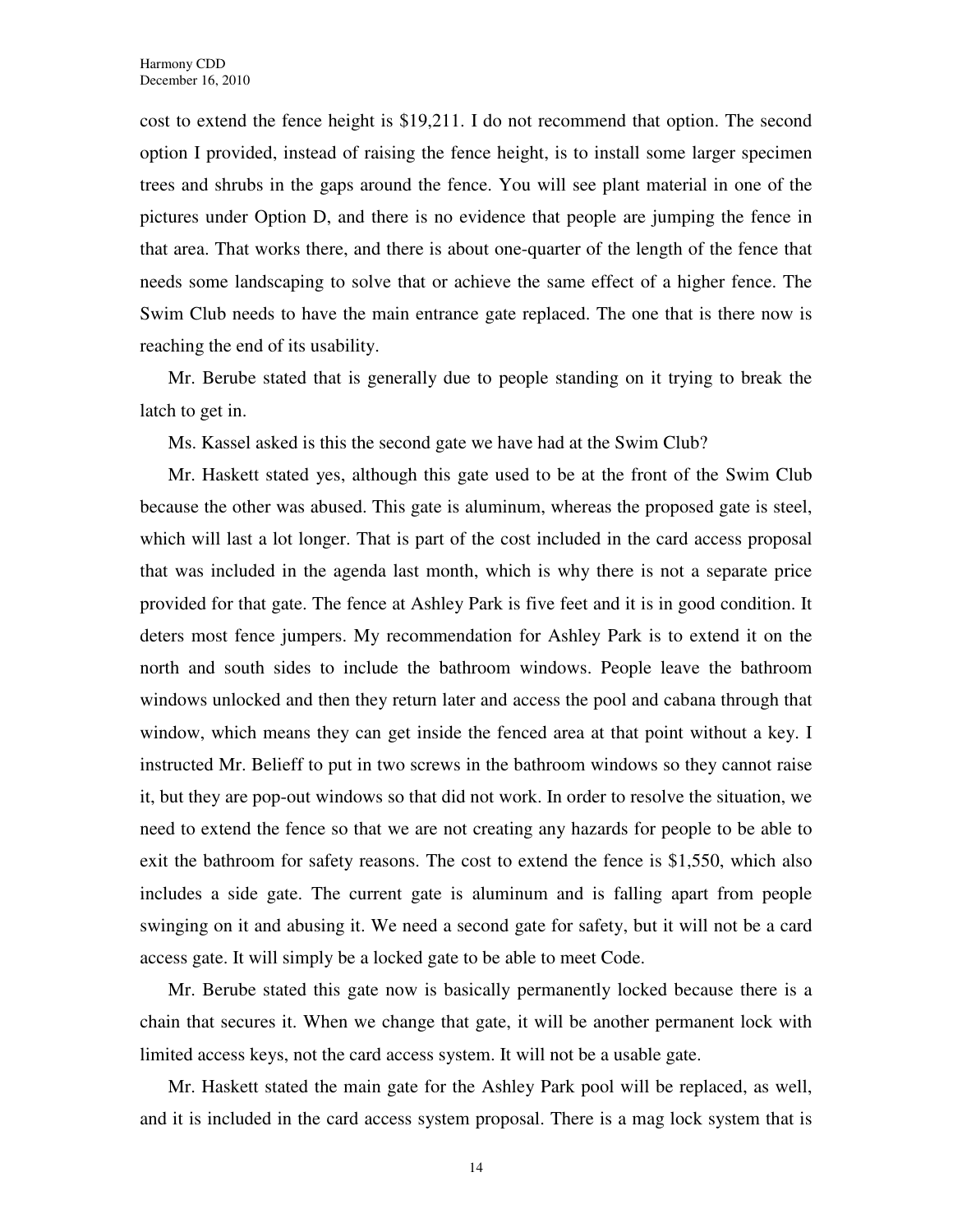cost to extend the fence height is $19,211. I do not recommend that option. The second option I provided, instead of raising the fence height, is to install some larger specimen trees and shrubs in the gaps around the fence. You will see plant material in one of the pictures under Option D, and there is no evidence that people are jumping the fence in that area. That works there, and there is about one-quarter of the length of the fence that needs some landscaping to solve that or achieve the same effect of a higher fence. The Swim Club needs to have the main entrance gate replaced. The one that is there now is reaching the end of its usability.

Mr. Berube stated that is generally due to people standing on it trying to break the latch to get in.

Ms. Kassel asked is this the second gate we have had at the Swim Club?

Mr. Haskett stated yes, although this gate used to be at the front of the Swim Club because the other was abused. This gate is aluminum, whereas the proposed gate is steel, which will last a lot longer. That is part of the cost included in the card access proposal that was included in the agenda last month, which is why there is not a separate price provided for that gate. The fence at Ashley Park is five feet and it is in good condition. It deters most fence jumpers. My recommendation for Ashley Park is to extend it on the north and south sides to include the bathroom windows. People leave the bathroom windows unlocked and then they return later and access the pool and cabana through that window, which means they can get inside the fenced area at that point without a key. I instructed Mr. Belieff to put in two screws in the bathroom windows so they cannot raise it, but they are pop-out windows so that did not work. In order to resolve the situation, we need to extend the fence so that we are not creating any hazards for people to be able to exit the bathroom for safety reasons. The cost to extend the fence is $1,550, which also includes a side gate. The current gate is aluminum and is falling apart from people swinging on it and abusing it. We need a second gate for safety, but it will not be a card access gate. It will simply be a locked gate to be able to meet Code.

Mr. Berube stated this gate now is basically permanently locked because there is a chain that secures it. When we change that gate, it will be another permanent lock with limited access keys, not the card access system. It will not be a usable gate.

Mr. Haskett stated the main gate for the Ashley Park pool will be replaced, as well, and it is included in the card access system proposal. There is a mag lock system that is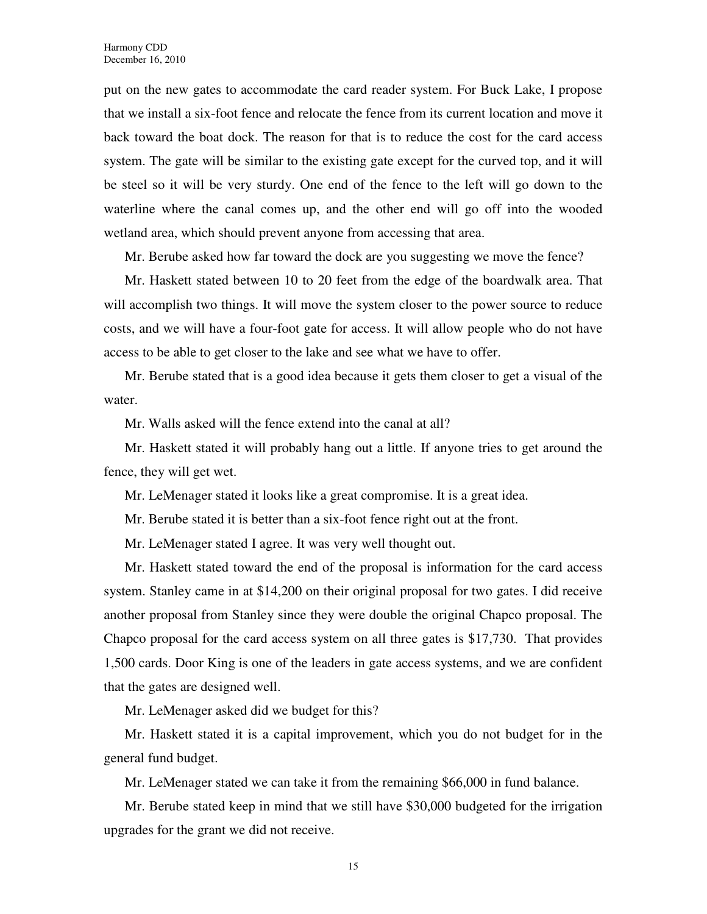put on the new gates to accommodate the card reader system. For Buck Lake, I propose that we install a six-foot fence and relocate the fence from its current location and move it back toward the boat dock. The reason for that is to reduce the cost for the card access system. The gate will be similar to the existing gate except for the curved top, and it will be steel so it will be very sturdy. One end of the fence to the left will go down to the waterline where the canal comes up, and the other end will go off into the wooded wetland area, which should prevent anyone from accessing that area.

Mr. Berube asked how far toward the dock are you suggesting we move the fence?

Mr. Haskett stated between 10 to 20 feet from the edge of the boardwalk area. That will accomplish two things. It will move the system closer to the power source to reduce costs, and we will have a four-foot gate for access. It will allow people who do not have access to be able to get closer to the lake and see what we have to offer.

Mr. Berube stated that is a good idea because it gets them closer to get a visual of the water.

Mr. Walls asked will the fence extend into the canal at all?

Mr. Haskett stated it will probably hang out a little. If anyone tries to get around the fence, they will get wet.

Mr. LeMenager stated it looks like a great compromise. It is a great idea.

Mr. Berube stated it is better than a six-foot fence right out at the front.

Mr. LeMenager stated I agree. It was very well thought out.

Mr. Haskett stated toward the end of the proposal is information for the card access system. Stanley came in at $14,200 on their original proposal for two gates. I did receive another proposal from Stanley since they were double the original Chapco proposal. The Chapco proposal for the card access system on all three gates is $17,730. That provides 1,500 cards. Door King is one of the leaders in gate access systems, and we are confident that the gates are designed well.

Mr. LeMenager asked did we budget for this?

Mr. Haskett stated it is a capital improvement, which you do not budget for in the general fund budget.

Mr. LeMenager stated we can take it from the remaining $66,000 in fund balance.

Mr. Berube stated keep in mind that we still have $30,000 budgeted for the irrigation upgrades for the grant we did not receive.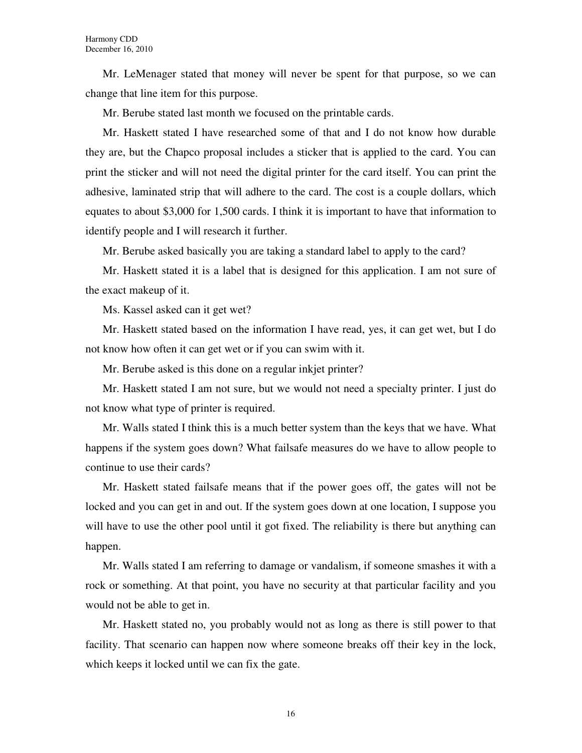Mr. LeMenager stated that money will never be spent for that purpose, so we can change that line item for this purpose.

Mr. Berube stated last month we focused on the printable cards.

Mr. Haskett stated I have researched some of that and I do not know how durable they are, but the Chapco proposal includes a sticker that is applied to the card. You can print the sticker and will not need the digital printer for the card itself. You can print the adhesive, laminated strip that will adhere to the card. The cost is a couple dollars, which equates to about $3,000 for 1,500 cards. I think it is important to have that information to identify people and I will research it further.

Mr. Berube asked basically you are taking a standard label to apply to the card?

Mr. Haskett stated it is a label that is designed for this application. I am not sure of the exact makeup of it.

Ms. Kassel asked can it get wet?

Mr. Haskett stated based on the information I have read, yes, it can get wet, but I do not know how often it can get wet or if you can swim with it.

Mr. Berube asked is this done on a regular inkjet printer?

Mr. Haskett stated I am not sure, but we would not need a specialty printer. I just do not know what type of printer is required.

Mr. Walls stated I think this is a much better system than the keys that we have. What happens if the system goes down? What failsafe measures do we have to allow people to continue to use their cards?

Mr. Haskett stated failsafe means that if the power goes off, the gates will not be locked and you can get in and out. If the system goes down at one location, I suppose you will have to use the other pool until it got fixed. The reliability is there but anything can happen.

Mr. Walls stated I am referring to damage or vandalism, if someone smashes it with a rock or something. At that point, you have no security at that particular facility and you would not be able to get in.

Mr. Haskett stated no, you probably would not as long as there is still power to that facility. That scenario can happen now where someone breaks off their key in the lock, which keeps it locked until we can fix the gate.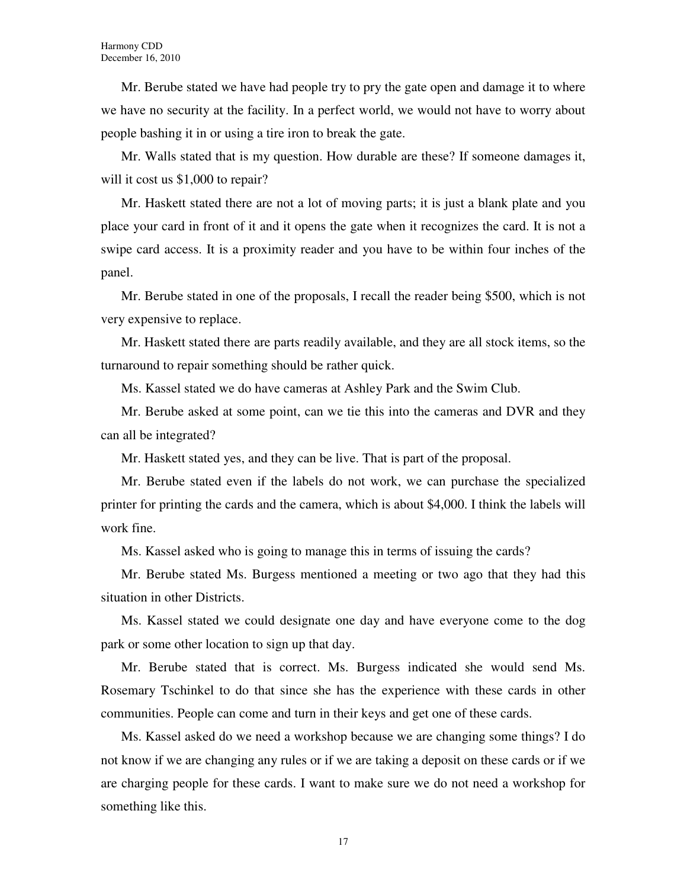Mr. Berube stated we have had people try to pry the gate open and damage it to where we have no security at the facility. In a perfect world, we would not have to worry about people bashing it in or using a tire iron to break the gate.

Mr. Walls stated that is my question. How durable are these? If someone damages it, will it cost us $1,000 to repair?

Mr. Haskett stated there are not a lot of moving parts; it is just a blank plate and you place your card in front of it and it opens the gate when it recognizes the card. It is not a swipe card access. It is a proximity reader and you have to be within four inches of the panel.

Mr. Berube stated in one of the proposals, I recall the reader being $500, which is not very expensive to replace.

Mr. Haskett stated there are parts readily available, and they are all stock items, so the turnaround to repair something should be rather quick.

Ms. Kassel stated we do have cameras at Ashley Park and the Swim Club.

Mr. Berube asked at some point, can we tie this into the cameras and DVR and they can all be integrated?

Mr. Haskett stated yes, and they can be live. That is part of the proposal.

Mr. Berube stated even if the labels do not work, we can purchase the specialized printer for printing the cards and the camera, which is about $4,000. I think the labels will work fine.

Ms. Kassel asked who is going to manage this in terms of issuing the cards?

Mr. Berube stated Ms. Burgess mentioned a meeting or two ago that they had this situation in other Districts.

Ms. Kassel stated we could designate one day and have everyone come to the dog park or some other location to sign up that day.

Mr. Berube stated that is correct. Ms. Burgess indicated she would send Ms. Rosemary Tschinkel to do that since she has the experience with these cards in other communities. People can come and turn in their keys and get one of these cards.

Ms. Kassel asked do we need a workshop because we are changing some things? I do not know if we are changing any rules or if we are taking a deposit on these cards or if we are charging people for these cards. I want to make sure we do not need a workshop for something like this.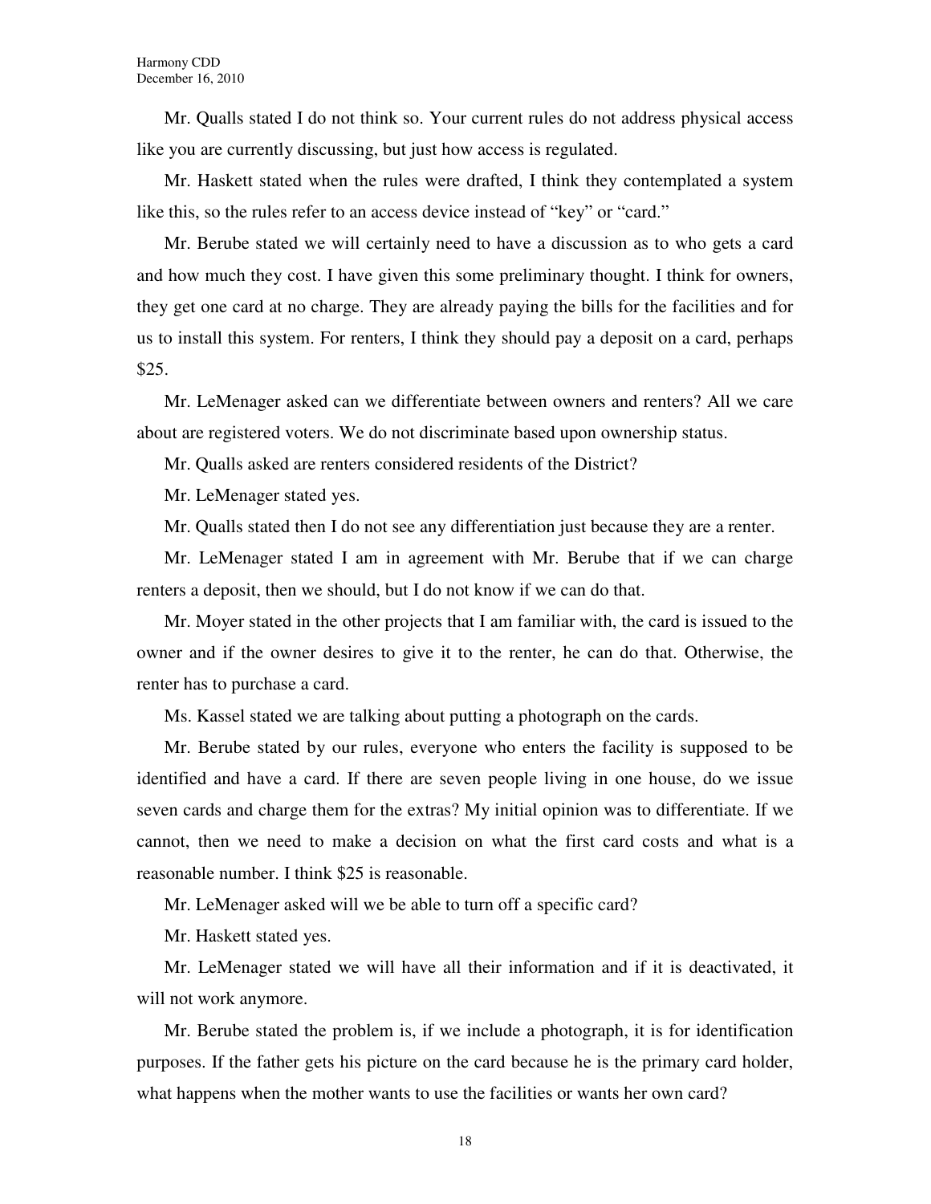Mr. Qualls stated I do not think so. Your current rules do not address physical access like you are currently discussing, but just how access is regulated.

Mr. Haskett stated when the rules were drafted, I think they contemplated a system like this, so the rules refer to an access device instead of "key" or "card."

Mr. Berube stated we will certainly need to have a discussion as to who gets a card and how much they cost. I have given this some preliminary thought. I think for owners, they get one card at no charge. They are already paying the bills for the facilities and for us to install this system. For renters, I think they should pay a deposit on a card, perhaps $25.

Mr. LeMenager asked can we differentiate between owners and renters? All we care about are registered voters. We do not discriminate based upon ownership status.

Mr. Qualls asked are renters considered residents of the District?

Mr. LeMenager stated yes.

Mr. Qualls stated then I do not see any differentiation just because they are a renter.

Mr. LeMenager stated I am in agreement with Mr. Berube that if we can charge renters a deposit, then we should, but I do not know if we can do that.

Mr. Moyer stated in the other projects that I am familiar with, the card is issued to the owner and if the owner desires to give it to the renter, he can do that. Otherwise, the renter has to purchase a card.

Ms. Kassel stated we are talking about putting a photograph on the cards.

Mr. Berube stated by our rules, everyone who enters the facility is supposed to be identified and have a card. If there are seven people living in one house, do we issue seven cards and charge them for the extras? My initial opinion was to differentiate. If we cannot, then we need to make a decision on what the first card costs and what is a reasonable number. I think $25 is reasonable.

Mr. LeMenager asked will we be able to turn off a specific card?

Mr. Haskett stated yes.

Mr. LeMenager stated we will have all their information and if it is deactivated, it will not work anymore.

Mr. Berube stated the problem is, if we include a photograph, it is for identification purposes. If the father gets his picture on the card because he is the primary card holder, what happens when the mother wants to use the facilities or wants her own card?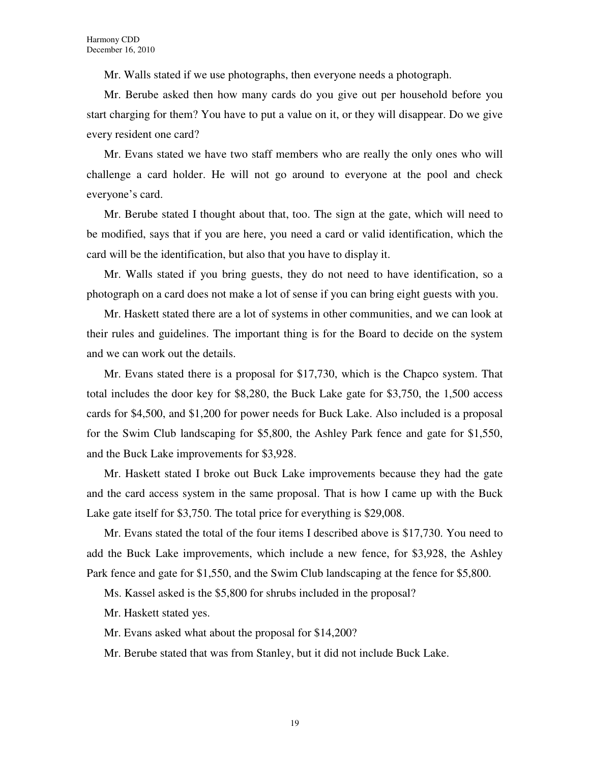Mr. Walls stated if we use photographs, then everyone needs a photograph.

Mr. Berube asked then how many cards do you give out per household before you start charging for them? You have to put a value on it, or they will disappear. Do we give every resident one card?

Mr. Evans stated we have two staff members who are really the only ones who will challenge a card holder. He will not go around to everyone at the pool and check everyone's card.

Mr. Berube stated I thought about that, too. The sign at the gate, which will need to be modified, says that if you are here, you need a card or valid identification, which the card will be the identification, but also that you have to display it.

Mr. Walls stated if you bring guests, they do not need to have identification, so a photograph on a card does not make a lot of sense if you can bring eight guests with you.

Mr. Haskett stated there are a lot of systems in other communities, and we can look at their rules and guidelines. The important thing is for the Board to decide on the system and we can work out the details.

Mr. Evans stated there is a proposal for $17,730, which is the Chapco system. That total includes the door key for $8,280, the Buck Lake gate for $3,750, the 1,500 access cards for $4,500, and $1,200 for power needs for Buck Lake. Also included is a proposal for the Swim Club landscaping for $5,800, the Ashley Park fence and gate for $1,550, and the Buck Lake improvements for $3,928.

Mr. Haskett stated I broke out Buck Lake improvements because they had the gate and the card access system in the same proposal. That is how I came up with the Buck Lake gate itself for $3,750. The total price for everything is $29,008.

Mr. Evans stated the total of the four items I described above is $17,730. You need to add the Buck Lake improvements, which include a new fence, for $3,928, the Ashley Park fence and gate for $1,550, and the Swim Club landscaping at the fence for $5,800.

Ms. Kassel asked is the $5,800 for shrubs included in the proposal?

Mr. Haskett stated yes.

Mr. Evans asked what about the proposal for $14,200?

Mr. Berube stated that was from Stanley, but it did not include Buck Lake.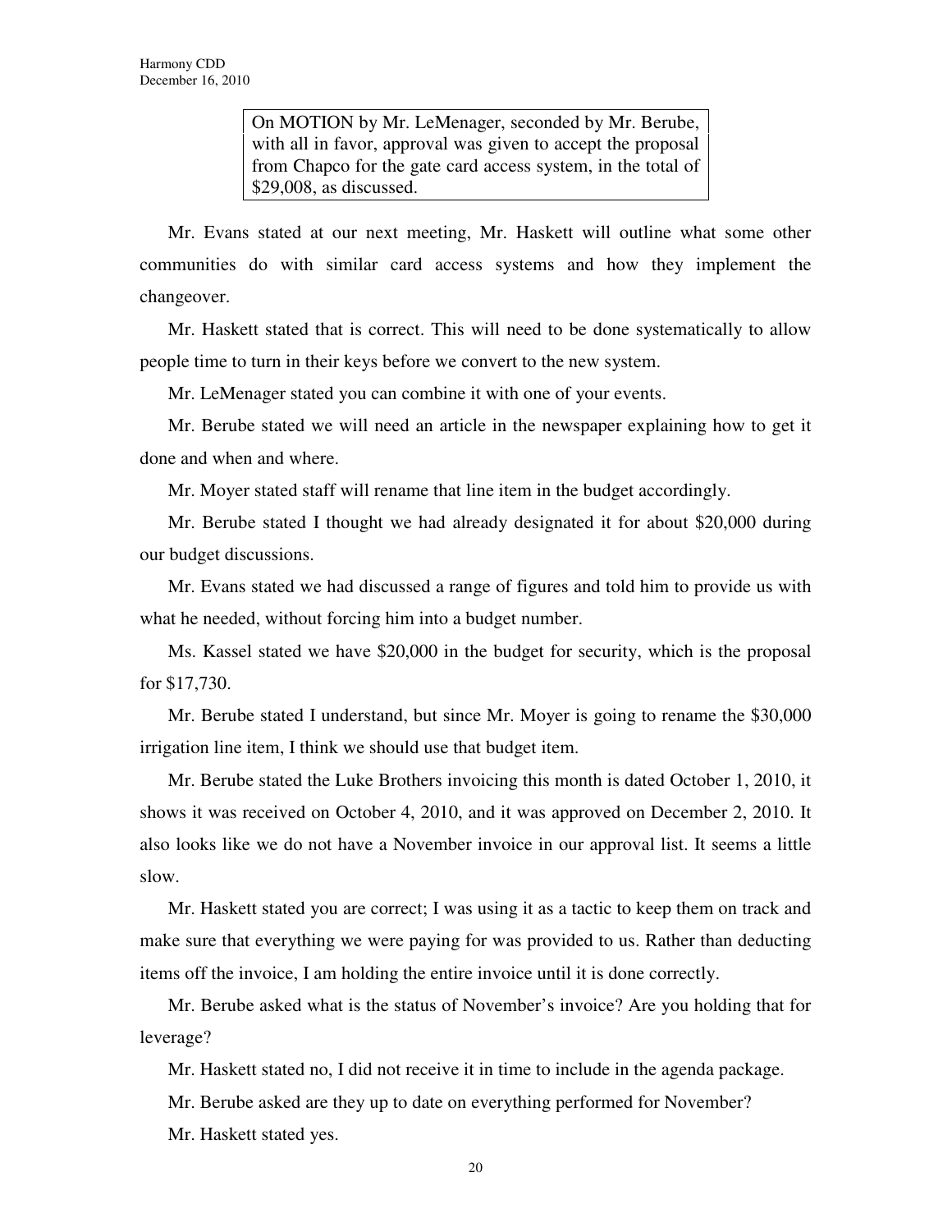> On MOTION by Mr. LeMenager, seconded by Mr. Berube, with all in favor, approval was given to accept the proposal from Chapco for the gate card access system, in the total of $29,008, as discussed.

Mr. Evans stated at our next meeting, Mr. Haskett will outline what some other communities do with similar card access systems and how they implement the changeover.

Mr. Haskett stated that is correct. This will need to be done systematically to allow people time to turn in their keys before we convert to the new system.

Mr. LeMenager stated you can combine it with one of your events.

Mr. Berube stated we will need an article in the newspaper explaining how to get it done and when and where.

Mr. Moyer stated staff will rename that line item in the budget accordingly.

Mr. Berube stated I thought we had already designated it for about $20,000 during our budget discussions.

Mr. Evans stated we had discussed a range of figures and told him to provide us with what he needed, without forcing him into a budget number.

Ms. Kassel stated we have $20,000 in the budget for security, which is the proposal for $17,730.

Mr. Berube stated I understand, but since Mr. Moyer is going to rename the $30,000 irrigation line item, I think we should use that budget item.

Mr. Berube stated the Luke Brothers invoicing this month is dated October 1, 2010, it shows it was received on October 4, 2010, and it was approved on December 2, 2010. It also looks like we do not have a November invoice in our approval list. It seems a little slow.

Mr. Haskett stated you are correct; I was using it as a tactic to keep them on track and make sure that everything we were paying for was provided to us. Rather than deducting items off the invoice, I am holding the entire invoice until it is done correctly.

Mr. Berube asked what is the status of November's invoice? Are you holding that for leverage?

Mr. Haskett stated no, I did not receive it in time to include in the agenda package.

Mr. Berube asked are they up to date on everything performed for November?

Mr. Haskett stated yes.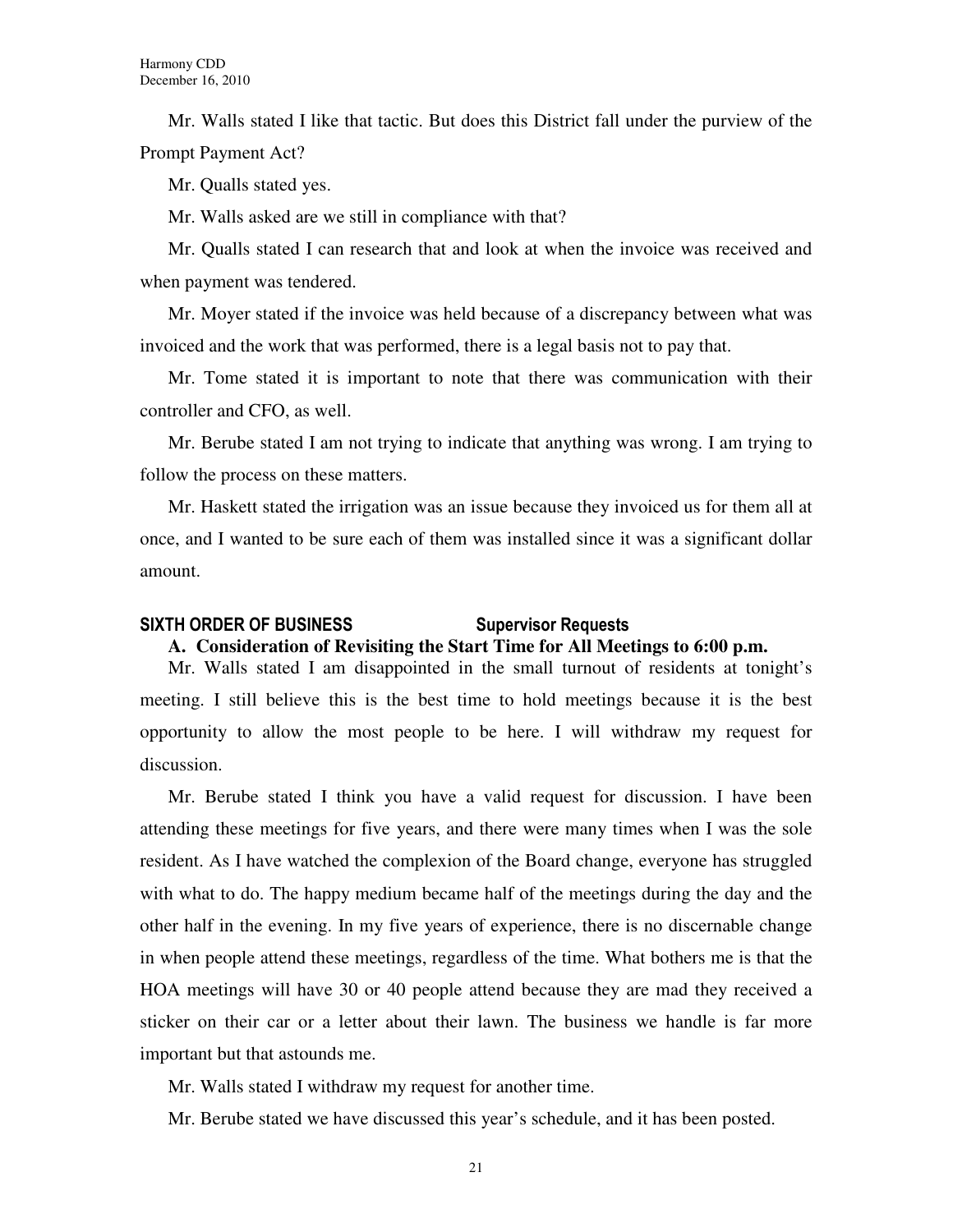Mr. Walls stated I like that tactic. But does this District fall under the purview of the Prompt Payment Act?

Mr. Qualls stated yes.

Mr. Walls asked are we still in compliance with that?

Mr. Qualls stated I can research that and look at when the invoice was received and when payment was tendered.

Mr. Moyer stated if the invoice was held because of a discrepancy between what was invoiced and the work that was performed, there is a legal basis not to pay that.

Mr. Tome stated it is important to note that there was communication with their controller and CFO, as well.

Mr. Berube stated I am not trying to indicate that anything was wrong. I am trying to follow the process on these matters.

Mr. Haskett stated the irrigation was an issue because they invoiced us for them all at once, and I wanted to be sure each of them was installed since it was a significant dollar amount.

## SIXTH ORDER OF BUSINESS Supervisor Requests

### A. Consideration of Revisiting the Start Time for All Meetings to 6:00 p.m.

Mr. Walls stated I am disappointed in the small turnout of residents at tonight's meeting. I still believe this is the best time to hold meetings because it is the best opportunity to allow the most people to be here. I will withdraw my request for discussion.

Mr. Berube stated I think you have a valid request for discussion. I have been attending these meetings for five years, and there were many times when I was the sole resident. As I have watched the complexion of the Board change, everyone has struggled with what to do. The happy medium became half of the meetings during the day and the other half in the evening. In my five years of experience, there is no discernable change in when people attend these meetings, regardless of the time. What bothers me is that the HOA meetings will have 30 or 40 people attend because they are mad they received a sticker on their car or a letter about their lawn. The business we handle is far more important but that astounds me.

Mr. Walls stated I withdraw my request for another time.

Mr. Berube stated we have discussed this year's schedule, and it has been posted.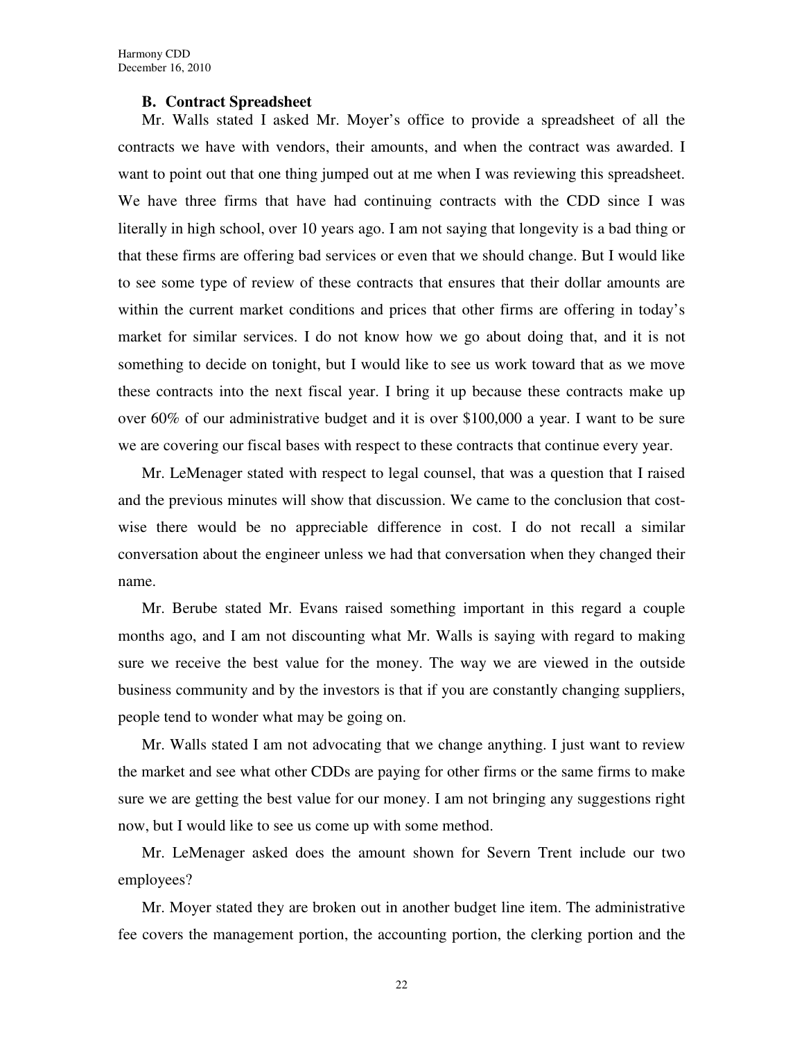### B. Contract Spreadsheet

Mr. Walls stated I asked Mr. Moyer's office to provide a spreadsheet of all the contracts we have with vendors, their amounts, and when the contract was awarded. I want to point out that one thing jumped out at me when I was reviewing this spreadsheet. We have three firms that have had continuing contracts with the CDD since I was literally in high school, over 10 years ago. I am not saying that longevity is a bad thing or that these firms are offering bad services or even that we should change. But I would like to see some type of review of these contracts that ensures that their dollar amounts are within the current market conditions and prices that other firms are offering in today's market for similar services. I do not know how we go about doing that, and it is not something to decide on tonight, but I would like to see us work toward that as we move these contracts into the next fiscal year. I bring it up because these contracts make up over 60% of our administrative budget and it is over $100,000 a year. I want to be sure we are covering our fiscal bases with respect to these contracts that continue every year.

Mr. LeMenager stated with respect to legal counsel, that was a question that I raised and the previous minutes will show that discussion. We came to the conclusion that cost-wise there would be no appreciable difference in cost. I do not recall a similar conversation about the engineer unless we had that conversation when they changed their name.

Mr. Berube stated Mr. Evans raised something important in this regard a couple months ago, and I am not discounting what Mr. Walls is saying with regard to making sure we receive the best value for the money. The way we are viewed in the outside business community and by the investors is that if you are constantly changing suppliers, people tend to wonder what may be going on.

Mr. Walls stated I am not advocating that we change anything. I just want to review the market and see what other CDDs are paying for other firms or the same firms to make sure we are getting the best value for our money. I am not bringing any suggestions right now, but I would like to see us come up with some method.

Mr. LeMenager asked does the amount shown for Severn Trent include our two employees?

Mr. Moyer stated they are broken out in another budget line item. The administrative fee covers the management portion, the accounting portion, the clerking portion and the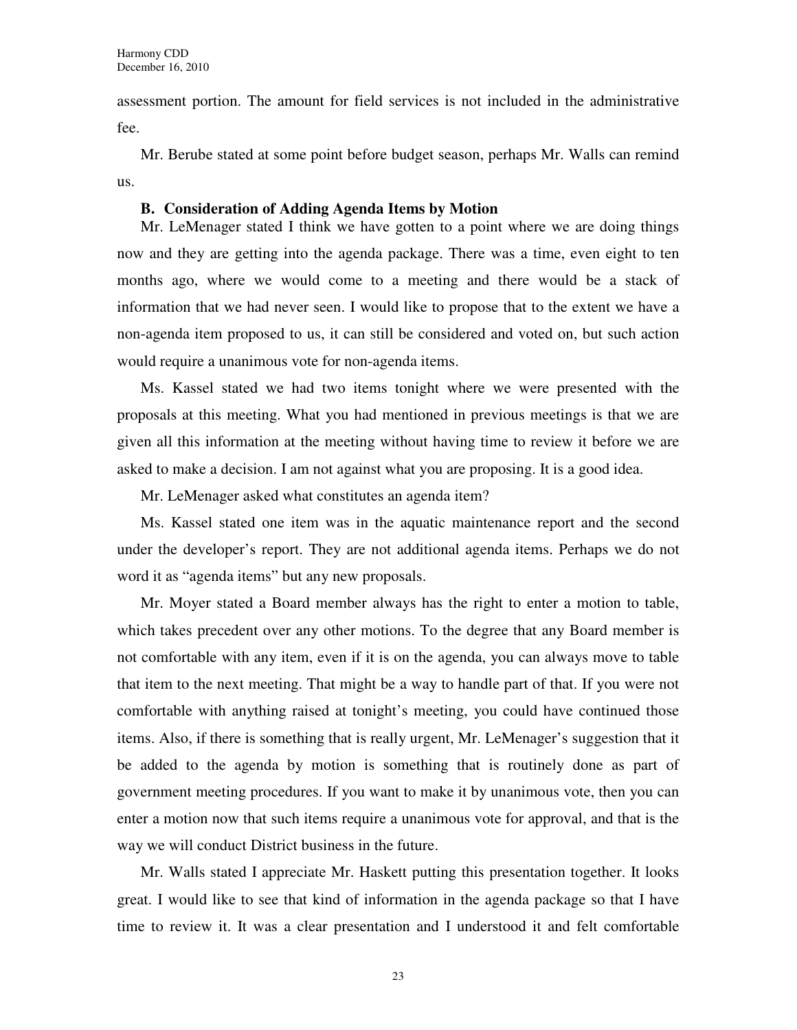assessment portion. The amount for field services is not included in the administrative fee.

Mr. Berube stated at some point before budget season, perhaps Mr. Walls can remind us.

**B. Consideration of Adding Agenda Items by Motion**

Mr. LeMenager stated I think we have gotten to a point where we are doing things now and they are getting into the agenda package. There was a time, even eight to ten months ago, where we would come to a meeting and there would be a stack of information that we had never seen. I would like to propose that to the extent we have a non-agenda item proposed to us, it can still be considered and voted on, but such action would require a unanimous vote for non-agenda items.

Ms. Kassel stated we had two items tonight where we were presented with the proposals at this meeting. What you had mentioned in previous meetings is that we are given all this information at the meeting without having time to review it before we are asked to make a decision. I am not against what you are proposing. It is a good idea.

Mr. LeMenager asked what constitutes an agenda item?

Ms. Kassel stated one item was in the aquatic maintenance report and the second under the developer's report. They are not additional agenda items. Perhaps we do not word it as "agenda items" but any new proposals.

Mr. Moyer stated a Board member always has the right to enter a motion to table, which takes precedent over any other motions. To the degree that any Board member is not comfortable with any item, even if it is on the agenda, you can always move to table that item to the next meeting. That might be a way to handle part of that. If you were not comfortable with anything raised at tonight's meeting, you could have continued those items. Also, if there is something that is really urgent, Mr. LeMenager's suggestion that it be added to the agenda by motion is something that is routinely done as part of government meeting procedures. If you want to make it by unanimous vote, then you can enter a motion now that such items require a unanimous vote for approval, and that is the way we will conduct District business in the future.

Mr. Walls stated I appreciate Mr. Haskett putting this presentation together. It looks great. I would like to see that kind of information in the agenda package so that I have time to review it. It was a clear presentation and I understood it and felt comfortable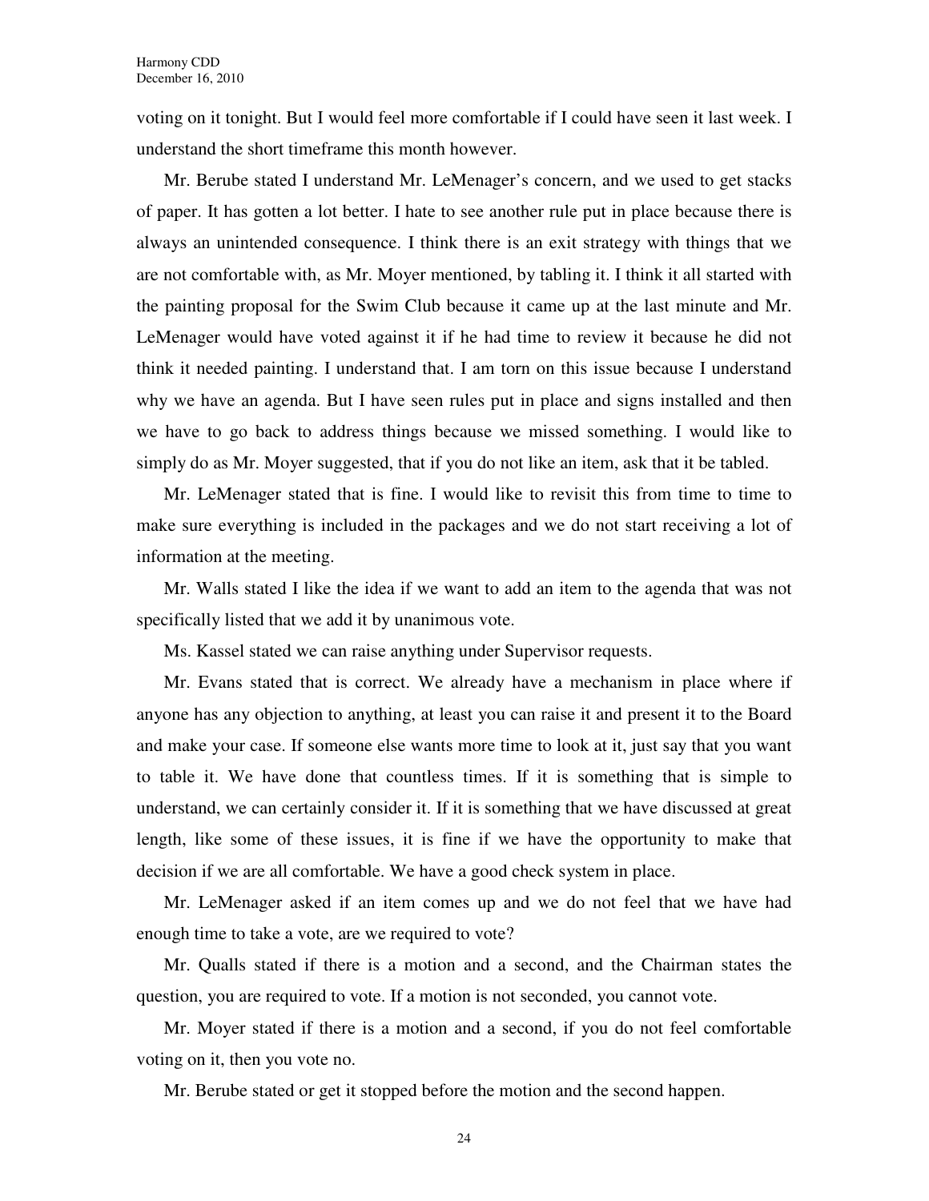voting on it tonight. But I would feel more comfortable if I could have seen it last week. I understand the short timeframe this month however.

Mr. Berube stated I understand Mr. LeMenager's concern, and we used to get stacks of paper. It has gotten a lot better. I hate to see another rule put in place because there is always an unintended consequence. I think there is an exit strategy with things that we are not comfortable with, as Mr. Moyer mentioned, by tabling it. I think it all started with the painting proposal for the Swim Club because it came up at the last minute and Mr. LeMenager would have voted against it if he had time to review it because he did not think it needed painting. I understand that. I am torn on this issue because I understand why we have an agenda. But I have seen rules put in place and signs installed and then we have to go back to address things because we missed something. I would like to simply do as Mr. Moyer suggested, that if you do not like an item, ask that it be tabled.

Mr. LeMenager stated that is fine. I would like to revisit this from time to time to make sure everything is included in the packages and we do not start receiving a lot of information at the meeting.

Mr. Walls stated I like the idea if we want to add an item to the agenda that was not specifically listed that we add it by unanimous vote.

Ms. Kassel stated we can raise anything under Supervisor requests.

Mr. Evans stated that is correct. We already have a mechanism in place where if anyone has any objection to anything, at least you can raise it and present it to the Board and make your case. If someone else wants more time to look at it, just say that you want to table it. We have done that countless times. If it is something that is simple to understand, we can certainly consider it. If it is something that we have discussed at great length, like some of these issues, it is fine if we have the opportunity to make that decision if we are all comfortable. We have a good check system in place.

Mr. LeMenager asked if an item comes up and we do not feel that we have had enough time to take a vote, are we required to vote?

Mr. Qualls stated if there is a motion and a second, and the Chairman states the question, you are required to vote. If a motion is not seconded, you cannot vote.

Mr. Moyer stated if there is a motion and a second, if you do not feel comfortable voting on it, then you vote no.

Mr. Berube stated or get it stopped before the motion and the second happen.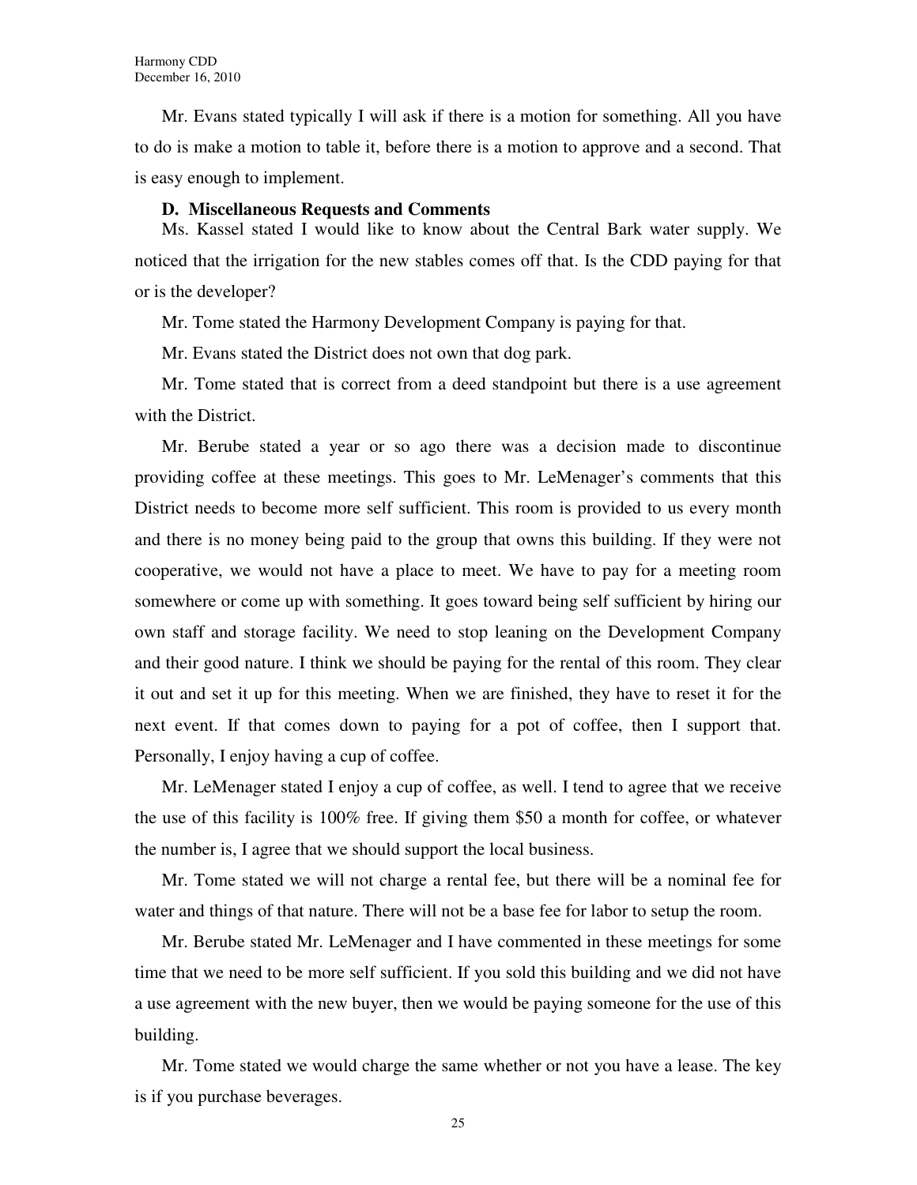Mr. Evans stated typically I will ask if there is a motion for something. All you have to do is make a motion to table it, before there is a motion to approve and a second. That is easy enough to implement.

**D. Miscellaneous Requests and Comments**

Ms. Kassel stated I would like to know about the Central Bark water supply. We noticed that the irrigation for the new stables comes off that. Is the CDD paying for that or is the developer?

Mr. Tome stated the Harmony Development Company is paying for that.

Mr. Evans stated the District does not own that dog park.

Mr. Tome stated that is correct from a deed standpoint but there is a use agreement with the District.

Mr. Berube stated a year or so ago there was a decision made to discontinue providing coffee at these meetings. This goes to Mr. LeMenager's comments that this District needs to become more self sufficient. This room is provided to us every month and there is no money being paid to the group that owns this building. If they were not cooperative, we would not have a place to meet. We have to pay for a meeting room somewhere or come up with something. It goes toward being self sufficient by hiring our own staff and storage facility. We need to stop leaning on the Development Company and their good nature. I think we should be paying for the rental of this room. They clear it out and set it up for this meeting. When we are finished, they have to reset it for the next event. If that comes down to paying for a pot of coffee, then I support that. Personally, I enjoy having a cup of coffee.

Mr. LeMenager stated I enjoy a cup of coffee, as well. I tend to agree that we receive the use of this facility is 100% free. If giving them $50 a month for coffee, or whatever the number is, I agree that we should support the local business.

Mr. Tome stated we will not charge a rental fee, but there will be a nominal fee for water and things of that nature. There will not be a base fee for labor to setup the room.

Mr. Berube stated Mr. LeMenager and I have commented in these meetings for some time that we need to be more self sufficient. If you sold this building and we did not have a use agreement with the new buyer, then we would be paying someone for the use of this building.

Mr. Tome stated we would charge the same whether or not you have a lease. The key is if you purchase beverages.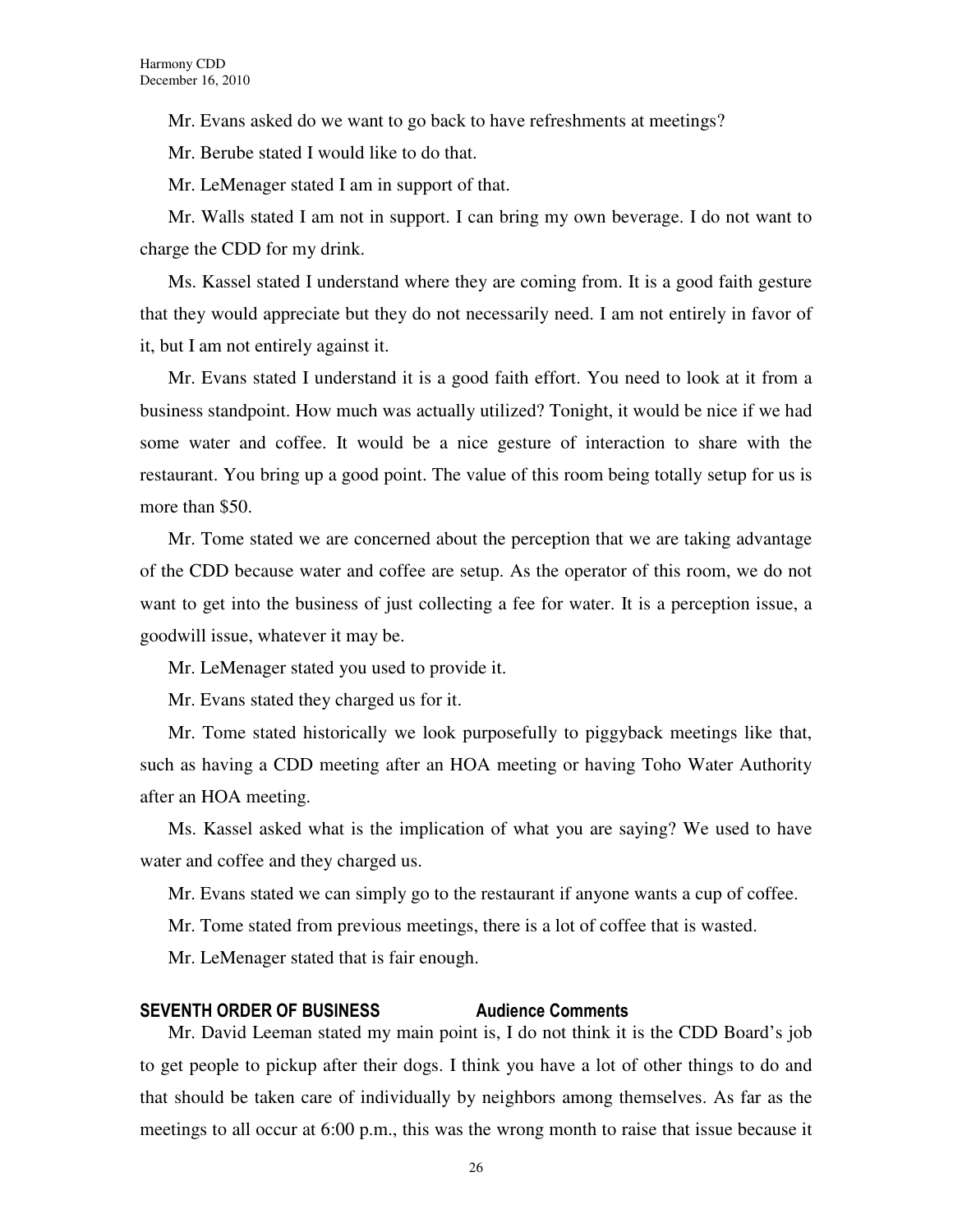Mr. Evans asked do we want to go back to have refreshments at meetings?

Mr. Berube stated I would like to do that.

Mr. LeMenager stated I am in support of that.

Mr. Walls stated I am not in support. I can bring my own beverage. I do not want to charge the CDD for my drink.

Ms. Kassel stated I understand where they are coming from. It is a good faith gesture that they would appreciate but they do not necessarily need. I am not entirely in favor of it, but I am not entirely against it.

Mr. Evans stated I understand it is a good faith effort. You need to look at it from a business standpoint. How much was actually utilized? Tonight, it would be nice if we had some water and coffee. It would be a nice gesture of interaction to share with the restaurant. You bring up a good point. The value of this room being totally setup for us is more than $50.

Mr. Tome stated we are concerned about the perception that we are taking advantage of the CDD because water and coffee are setup. As the operator of this room, we do not want to get into the business of just collecting a fee for water. It is a perception issue, a goodwill issue, whatever it may be.

Mr. LeMenager stated you used to provide it.

Mr. Evans stated they charged us for it.

Mr. Tome stated historically we look purposefully to piggyback meetings like that, such as having a CDD meeting after an HOA meeting or having Toho Water Authority after an HOA meeting.

Ms. Kassel asked what is the implication of what you are saying? We used to have water and coffee and they charged us.

Mr. Evans stated we can simply go to the restaurant if anyone wants a cup of coffee.

Mr. Tome stated from previous meetings, there is a lot of coffee that is wasted.

Mr. LeMenager stated that is fair enough.

## SEVENTH ORDER OF BUSINESS Audience Comments

Mr. David Leeman stated my main point is, I do not think it is the CDD Board's job to get people to pickup after their dogs. I think you have a lot of other things to do and that should be taken care of individually by neighbors among themselves. As far as the meetings to all occur at 6:00 p.m., this was the wrong month to raise that issue because it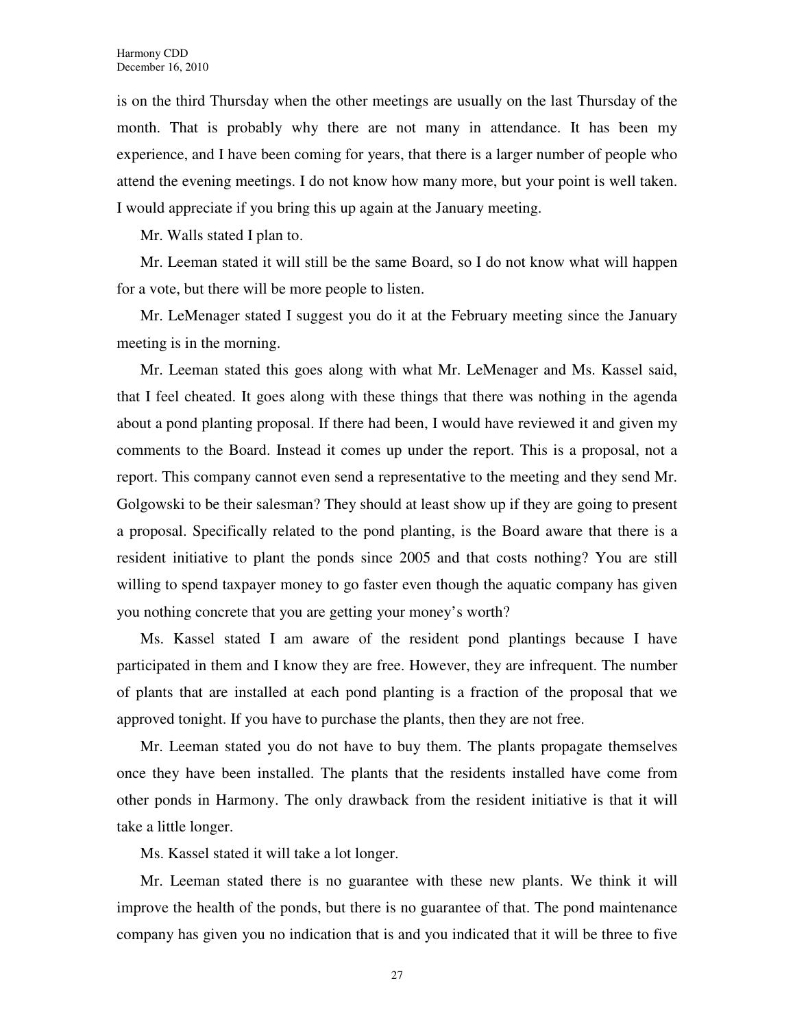is on the third Thursday when the other meetings are usually on the last Thursday of the month. That is probably why there are not many in attendance. It has been my experience, and I have been coming for years, that there is a larger number of people who attend the evening meetings. I do not know how many more, but your point is well taken. I would appreciate if you bring this up again at the January meeting.

Mr. Walls stated I plan to.

Mr. Leeman stated it will still be the same Board, so I do not know what will happen for a vote, but there will be more people to listen.

Mr. LeMenager stated I suggest you do it at the February meeting since the January meeting is in the morning.

Mr. Leeman stated this goes along with what Mr. LeMenager and Ms. Kassel said, that I feel cheated. It goes along with these things that there was nothing in the agenda about a pond planting proposal. If there had been, I would have reviewed it and given my comments to the Board. Instead it comes up under the report. This is a proposal, not a report. This company cannot even send a representative to the meeting and they send Mr. Golgowski to be their salesman? They should at least show up if they are going to present a proposal. Specifically related to the pond planting, is the Board aware that there is a resident initiative to plant the ponds since 2005 and that costs nothing? You are still willing to spend taxpayer money to go faster even though the aquatic company has given you nothing concrete that you are getting your money's worth?

Ms. Kassel stated I am aware of the resident pond plantings because I have participated in them and I know they are free. However, they are infrequent. The number of plants that are installed at each pond planting is a fraction of the proposal that we approved tonight. If you have to purchase the plants, then they are not free.

Mr. Leeman stated you do not have to buy them. The plants propagate themselves once they have been installed. The plants that the residents installed have come from other ponds in Harmony. The only drawback from the resident initiative is that it will take a little longer.

Ms. Kassel stated it will take a lot longer.

Mr. Leeman stated there is no guarantee with these new plants. We think it will improve the health of the ponds, but there is no guarantee of that. The pond maintenance company has given you no indication that is and you indicated that it will be three to five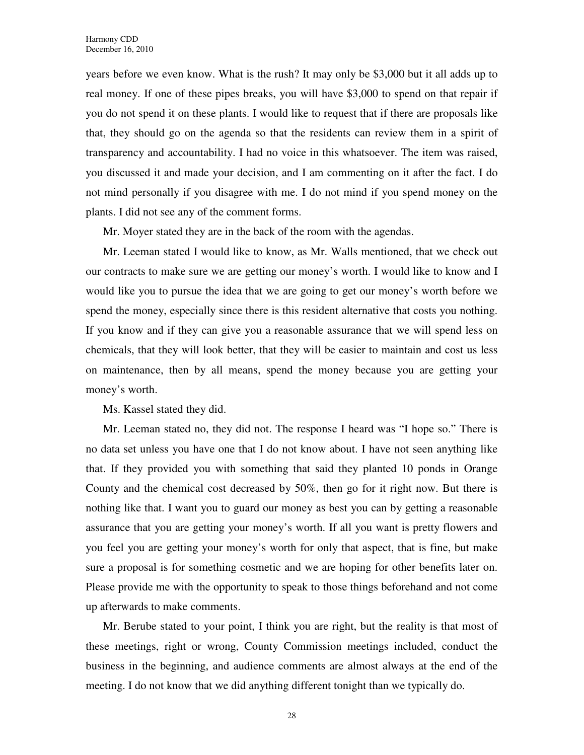years before we even know. What is the rush? It may only be $3,000 but it all adds up to real money. If one of these pipes breaks, you will have $3,000 to spend on that repair if you do not spend it on these plants. I would like to request that if there are proposals like that, they should go on the agenda so that the residents can review them in a spirit of transparency and accountability. I had no voice in this whatsoever. The item was raised, you discussed it and made your decision, and I am commenting on it after the fact. I do not mind personally if you disagree with me. I do not mind if you spend money on the plants. I did not see any of the comment forms.

Mr. Moyer stated they are in the back of the room with the agendas.

Mr. Leeman stated I would like to know, as Mr. Walls mentioned, that we check out our contracts to make sure we are getting our money's worth. I would like to know and I would like you to pursue the idea that we are going to get our money's worth before we spend the money, especially since there is this resident alternative that costs you nothing. If you know and if they can give you a reasonable assurance that we will spend less on chemicals, that they will look better, that they will be easier to maintain and cost us less on maintenance, then by all means, spend the money because you are getting your money's worth.

Ms. Kassel stated they did.

Mr. Leeman stated no, they did not. The response I heard was "I hope so." There is no data set unless you have one that I do not know about. I have not seen anything like that. If they provided you with something that said they planted 10 ponds in Orange County and the chemical cost decreased by 50%, then go for it right now. But there is nothing like that. I want you to guard our money as best you can by getting a reasonable assurance that you are getting your money's worth. If all you want is pretty flowers and you feel you are getting your money's worth for only that aspect, that is fine, but make sure a proposal is for something cosmetic and we are hoping for other benefits later on. Please provide me with the opportunity to speak to those things beforehand and not come up afterwards to make comments.

Mr. Berube stated to your point, I think you are right, but the reality is that most of these meetings, right or wrong, County Commission meetings included, conduct the business in the beginning, and audience comments are almost always at the end of the meeting. I do not know that we did anything different tonight than we typically do.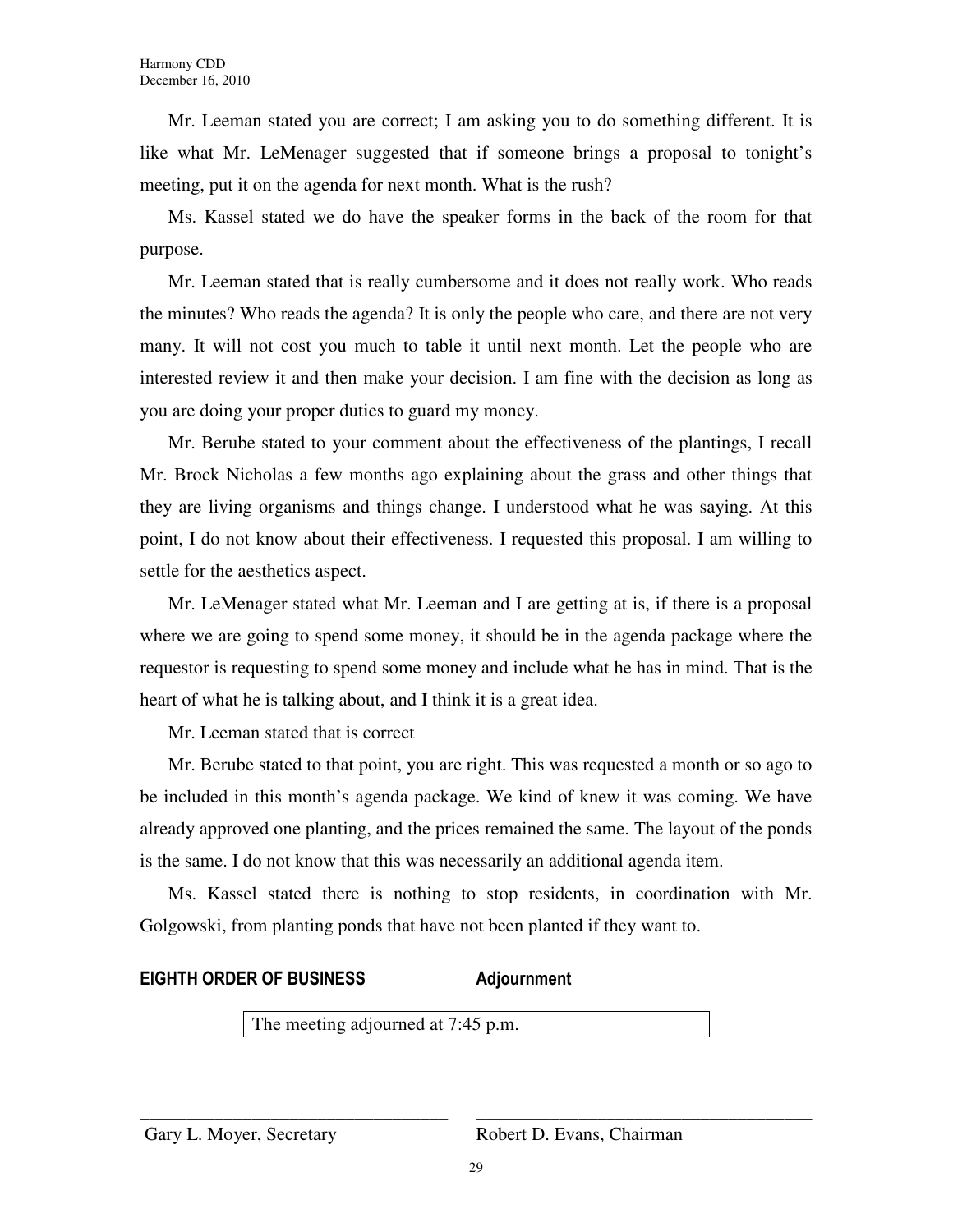Mr. Leeman stated you are correct; I am asking you to do something different. It is like what Mr. LeMenager suggested that if someone brings a proposal to tonight's meeting, put it on the agenda for next month. What is the rush?

Ms. Kassel stated we do have the speaker forms in the back of the room for that purpose.

Mr. Leeman stated that is really cumbersome and it does not really work. Who reads the minutes? Who reads the agenda? It is only the people who care, and there are not very many. It will not cost you much to table it until next month. Let the people who are interested review it and then make your decision. I am fine with the decision as long as you are doing your proper duties to guard my money.

Mr. Berube stated to your comment about the effectiveness of the plantings, I recall Mr. Brock Nicholas a few months ago explaining about the grass and other things that they are living organisms and things change. I understood what he was saying. At this point, I do not know about their effectiveness. I requested this proposal. I am willing to settle for the aesthetics aspect.

Mr. LeMenager stated what Mr. Leeman and I are getting at is, if there is a proposal where we are going to spend some money, it should be in the agenda package where the requestor is requesting to spend some money and include what he has in mind. That is the heart of what he is talking about, and I think it is a great idea.

Mr. Leeman stated that is correct

Mr. Berube stated to that point, you are right. This was requested a month or so ago to be included in this month's agenda package. We kind of knew it was coming. We have already approved one planting, and the prices remained the same. The layout of the ponds is the same. I do not know that this was necessarily an additional agenda item.

Ms. Kassel stated there is nothing to stop residents, in coordination with Mr. Golgowski, from planting ponds that have not been planted if they want to.

**EIGHTH ORDER OF BUSINESS** **Adjournment**

The meeting adjourned at 7:45 p.m.

\_\_\_\_\_\_\_\_\_\_\_\_\_\_\_\_\_\_\_\_\_\_\_\_\_\_\_\_\_\_\_\_\_\_ \_\_\_\_\_\_\_\_\_\_\_\_\_\_\_\_\_\_\_\_\_\_\_\_\_\_\_\_\_\_\_\_\_\_\_\_\_\_

Gary L. Moyer, Secretary Robert D. Evans, Chairman